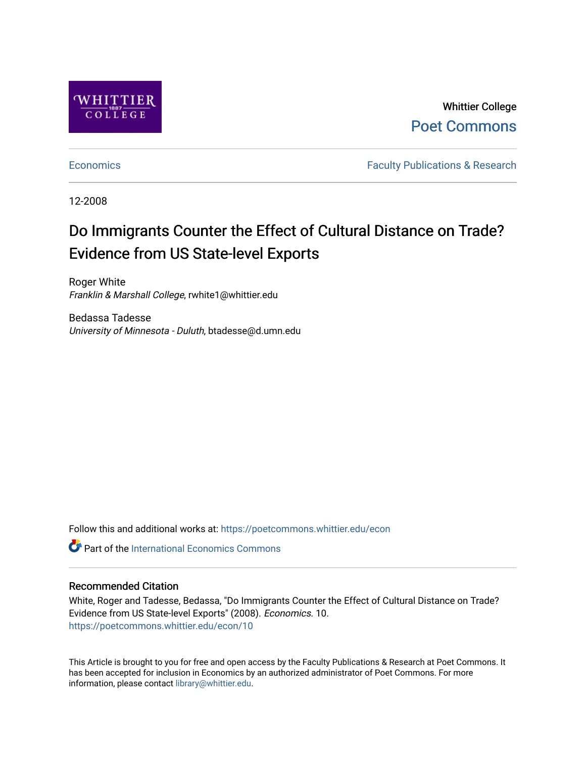Whittier College

Poet Commons

Economics

Faculty Publications & Research

12-2008

# Do Immigrants Counter the Effect of Cultural Distance on Trade? Evidence from US State-level Exports

Roger White
*Franklin & Marshall College*, rwhite1@whittier.edu

Bedassa Tadesse
*University of Minnesota - Duluth*, btadesse@d.umn.edu

Follow this and additional works at: https://poetcommons.whittier.edu/econ

Part of the International Economics Commons

## Recommended Citation

White, Roger and Tadesse, Bedassa, "Do Immigrants Counter the Effect of Cultural Distance on Trade? Evidence from US State-level Exports" (2008). *Economics*. 10.
https://poetcommons.whittier.edu/econ/10

This Article is brought to you for free and open access by the Faculty Publications & Research at Poet Commons. It has been accepted for inclusion in Economics by an authorized administrator of Poet Commons. For more information, please contact library@whittier.edu.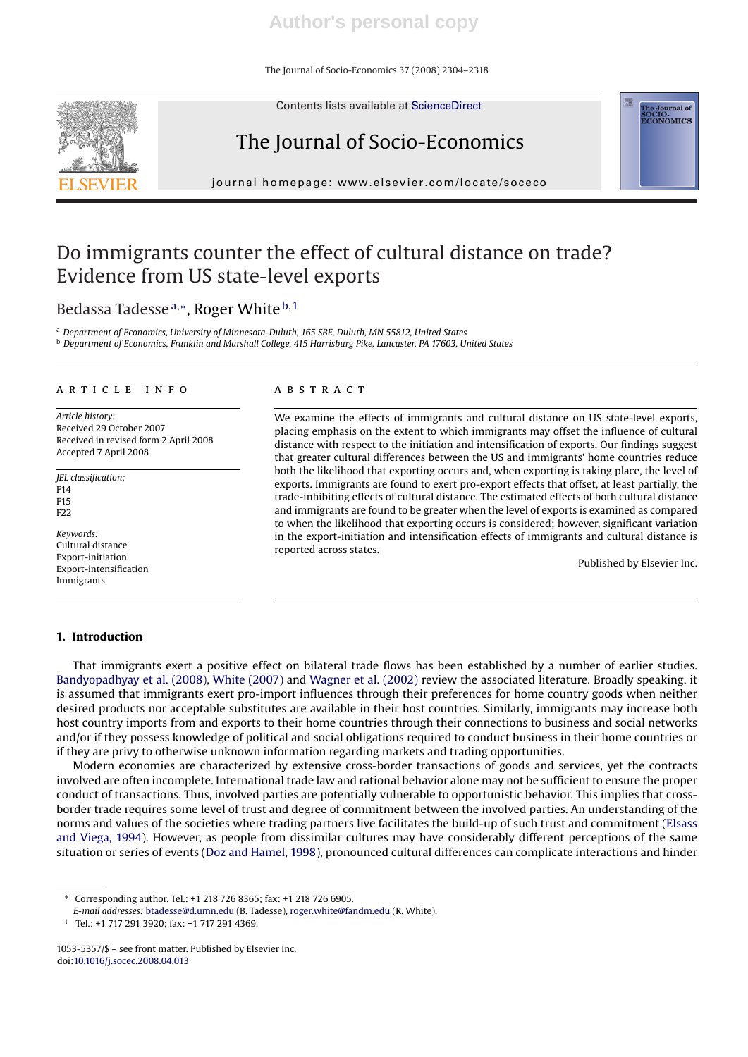# Do immigrants counter the effect of cultural distance on trade? Evidence from US state-level exports

Bedassa Tadesse[a,*], Roger White[b,1]

[a] Department of Economics, University of Minnesota-Duluth, 165 SBE, Duluth, MN 55812, United States
[b] Department of Economics, Franklin and Marshall College, 415 Harrisburg Pike, Lancaster, PA 17603, United States

**ARTICLE INFO**

*Article history:*
Received 29 October 2007
Received in revised form 2 April 2008
Accepted 7 April 2008

*JEL classification:*
F14
F15
F22

*Keywords:*
Cultural distance
Export-initiation
Export-intensification
Immigrants

**ABSTRACT**

We examine the effects of immigrants and cultural distance on US state-level exports, placing emphasis on the extent to which immigrants may offset the influence of cultural distance with respect to the initiation and intensification of exports. Our findings suggest that greater cultural differences between the US and immigrants' home countries reduce both the likelihood that exporting occurs and, when exporting is taking place, the level of exports. Immigrants are found to exert pro-export effects that offset, at least partially, the trade-inhibiting effects of cultural distance. The estimated effects of both cultural distance and immigrants are found to be greater when the level of exports is examined as compared to when the likelihood that exporting occurs is considered; however, significant variation in the export-initiation and intensification effects of immigrants and cultural distance is reported across states.

Published by Elsevier Inc.

## 1. Introduction

That immigrants exert a positive effect on bilateral trade flows has been established by a number of earlier studies. Bandyopadhyay et al. (2008), White (2007) and Wagner et al. (2002) review the associated literature. Broadly speaking, it is assumed that immigrants exert pro-import influences through their preferences for home country goods when neither desired products nor acceptable substitutes are available in their host countries. Similarly, immigrants may increase both host country imports from and exports to their home countries through their connections to business and social networks and/or if they possess knowledge of political and social obligations required to conduct business in their home countries or if they are privy to otherwise unknown information regarding markets and trading opportunities.

Modern economies are characterized by extensive cross-border transactions of goods and services, yet the contracts involved are often incomplete. International trade law and rational behavior alone may not be sufficient to ensure the proper conduct of transactions. Thus, involved parties are potentially vulnerable to opportunistic behavior. This implies that cross-border trade requires some level of trust and degree of commitment between the involved parties. An understanding of the norms and values of the societies where trading partners live facilitates the build-up of such trust and commitment (Elsass and Viega, 1994). However, as people from dissimilar cultures may have considerably different perceptions of the same situation or series of events (Doz and Hamel, 1998), pronounced cultural differences can complicate interactions and hinder

---

* Corresponding author. Tel.: +1 218 726 8365; fax: +1 218 726 6905.
*E-mail addresses:* btadesse@d.umn.edu (B. Tadesse), roger.white@fandm.edu (R. White).
1 Tel.: +1 717 291 3920; fax: +1 717 291 4369.

1053-5357/$ – see front matter. Published by Elsevier Inc.
doi:10.1016/j.socec.2008.04.013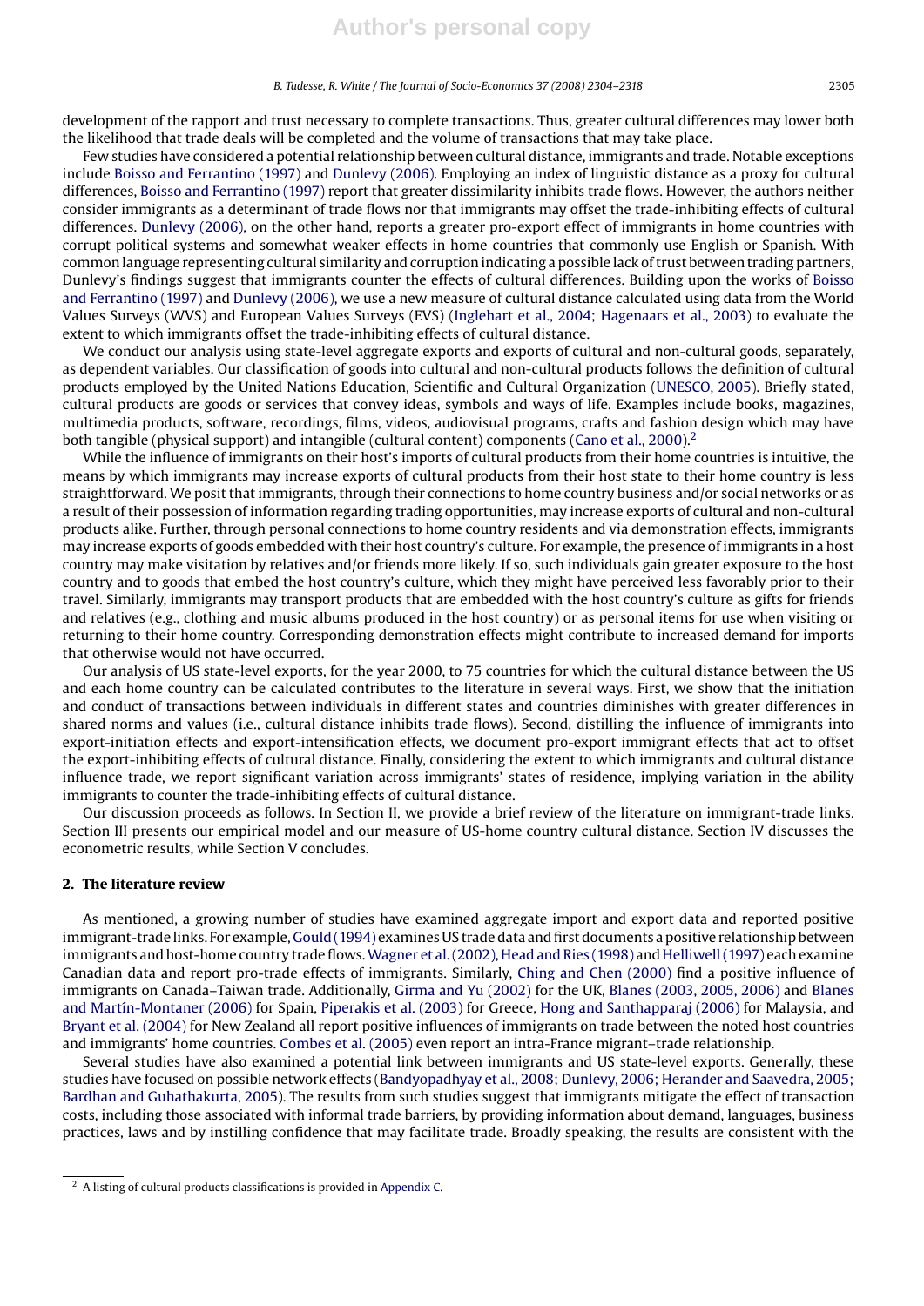development of the rapport and trust necessary to complete transactions. Thus, greater cultural differences may lower both the likelihood that trade deals will be completed and the volume of transactions that may take place.

Few studies have considered a potential relationship between cultural distance, immigrants and trade. Notable exceptions include Boisso and Ferrantino (1997) and Dunlevy (2006). Employing an index of linguistic distance as a proxy for cultural differences, Boisso and Ferrantino (1997) report that greater dissimilarity inhibits trade flows. However, the authors neither consider immigrants as a determinant of trade flows nor that immigrants may offset the trade-inhibiting effects of cultural differences. Dunlevy (2006), on the other hand, reports a greater pro-export effect of immigrants in home countries with corrupt political systems and somewhat weaker effects in home countries that commonly use English or Spanish. With common language representing cultural similarity and corruption indicating a possible lack of trust between trading partners, Dunlevy's findings suggest that immigrants counter the effects of cultural differences. Building upon the works of Boisso and Ferrantino (1997) and Dunlevy (2006), we use a new measure of cultural distance calculated using data from the World Values Surveys (WVS) and European Values Surveys (EVS) (Inglehart et al., 2004; Hagenaars et al., 2003) to evaluate the extent to which immigrants offset the trade-inhibiting effects of cultural distance.

We conduct our analysis using state-level aggregate exports and exports of cultural and non-cultural goods, separately, as dependent variables. Our classification of goods into cultural and non-cultural products follows the definition of cultural products employed by the United Nations Education, Scientific and Cultural Organization (UNESCO, 2005). Briefly stated, cultural products are goods or services that convey ideas, symbols and ways of life. Examples include books, magazines, multimedia products, software, recordings, films, videos, audiovisual programs, crafts and fashion design which may have both tangible (physical support) and intangible (cultural content) components (Cano et al., 2000).[2]

While the influence of immigrants on their host's imports of cultural products from their home countries is intuitive, the means by which immigrants may increase exports of cultural products from their host state to their home country is less straightforward. We posit that immigrants, through their connections to home country business and/or social networks or as a result of their possession of information regarding trading opportunities, may increase exports of cultural and non-cultural products alike. Further, through personal connections to home country residents and via demonstration effects, immigrants may increase exports of goods embedded with their host country's culture. For example, the presence of immigrants in a host country may make visitation by relatives and/or friends more likely. If so, such individuals gain greater exposure to the host country and to goods that embed the host country's culture, which they might have perceived less favorably prior to their travel. Similarly, immigrants may transport products that are embedded with the host country's culture as gifts for friends and relatives (e.g., clothing and music albums produced in the host country) or as personal items for use when visiting or returning to their home country. Corresponding demonstration effects might contribute to increased demand for imports that otherwise would not have occurred.

Our analysis of US state-level exports, for the year 2000, to 75 countries for which the cultural distance between the US and each home country can be calculated contributes to the literature in several ways. First, we show that the initiation and conduct of transactions between individuals in different states and countries diminishes with greater differences in shared norms and values (i.e., cultural distance inhibits trade flows). Second, distilling the influence of immigrants into export-initiation effects and export-intensification effects, we document pro-export immigrant effects that act to offset the export-inhibiting effects of cultural distance. Finally, considering the extent to which immigrants and cultural distance influence trade, we report significant variation across immigrants' states of residence, implying variation in the ability immigrants to counter the trade-inhibiting effects of cultural distance.

Our discussion proceeds as follows. In Section II, we provide a brief review of the literature on immigrant-trade links. Section III presents our empirical model and our measure of US-home country cultural distance. Section IV discusses the econometric results, while Section V concludes.

## 2. The literature review

As mentioned, a growing number of studies have examined aggregate import and export data and reported positive immigrant-trade links. For example, Gould (1994) examines US trade data and first documents a positive relationship between immigrants and host-home country trade flows. Wagner et al. (2002), Head and Ries (1998) and Helliwell (1997) each examine Canadian data and report pro-trade effects of immigrants. Similarly, Ching and Chen (2000) find a positive influence of immigrants on Canada–Taiwan trade. Additionally, Girma and Yu (2002) for the UK, Blanes (2003, 2005, 2006) and Blanes and Martín-Montaner (2006) for Spain, Piperakis et al. (2003) for Greece, Hong and Santhapparaj (2006) for Malaysia, and Bryant et al. (2004) for New Zealand all report positive influences of immigrants on trade between the noted host countries and immigrants' home countries. Combes et al. (2005) even report an intra-France migrant–trade relationship.

Several studies have also examined a potential link between immigrants and US state-level exports. Generally, these studies have focused on possible network effects (Bandyopadhyay et al., 2008; Dunlevy, 2006; Herander and Saavedra, 2005; Bardhan and Guhathakurta, 2005). The results from such studies suggest that immigrants mitigate the effect of transaction costs, including those associated with informal trade barriers, by providing information about demand, languages, business practices, laws and by instilling confidence that may facilitate trade. Broadly speaking, the results are consistent with the

[2] A listing of cultural products classifications is provided in Appendix C.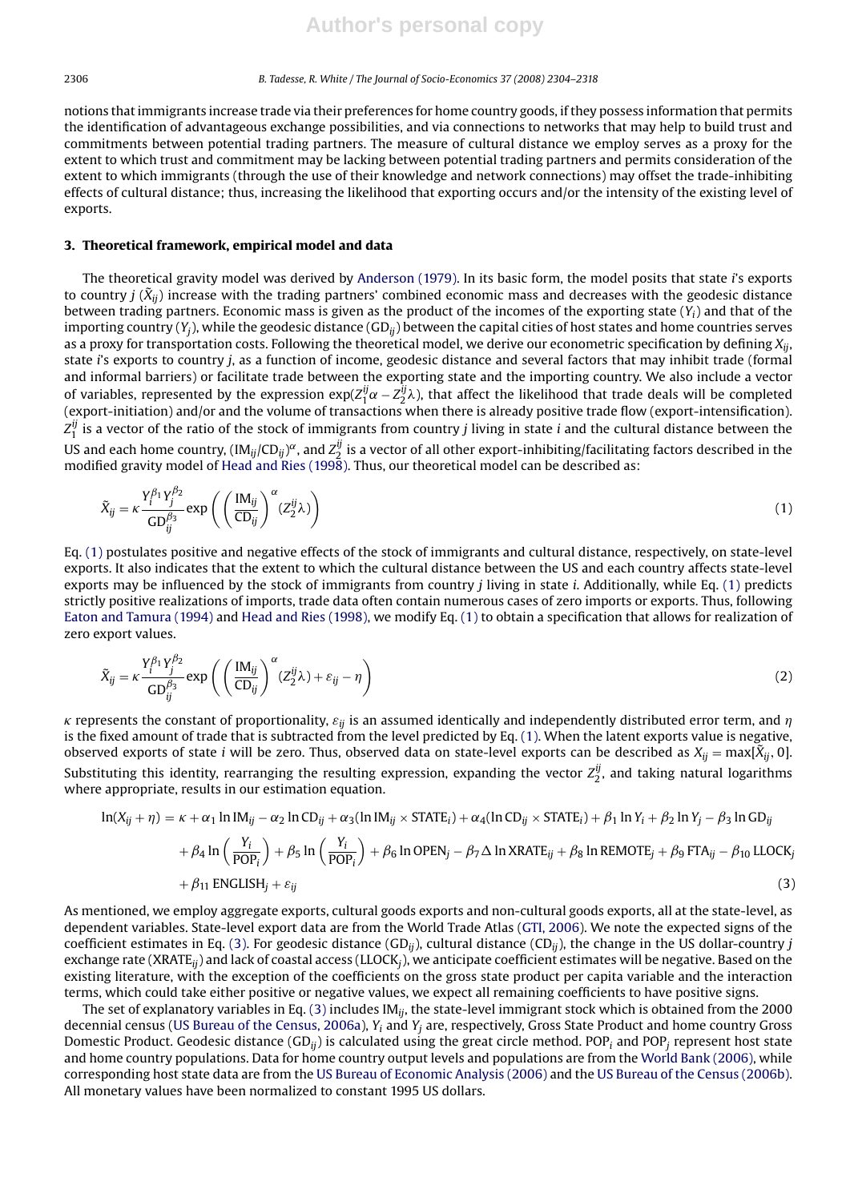notions that immigrants increase trade via their preferences for home country goods, if they possess information that permits the identification of advantageous exchange possibilities, and via connections to networks that may help to build trust and commitments between potential trading partners. The measure of cultural distance we employ serves as a proxy for the extent to which trust and commitment may be lacking between potential trading partners and permits consideration of the extent to which immigrants (through the use of their knowledge and network connections) may offset the trade-inhibiting effects of cultural distance; thus, increasing the likelihood that exporting occurs and/or the intensity of the existing level of exports.

## 3. Theoretical framework, empirical model and data

The theoretical gravity model was derived by Anderson (1979). In its basic form, the model posits that state $i$'s exports to country $j$ ($\tilde{X}_{ij}$) increase with the trading partners' combined economic mass and decreases with the geodesic distance between trading partners. Economic mass is given as the product of the incomes of the exporting state ($Y_i$) and that of the importing country ($Y_j$), while the geodesic distance ($\mathrm{GD}_{ij}$) between the capital cities of host states and home countries serves as a proxy for transportation costs. Following the theoretical model, we derive our econometric specification by defining $X_{ij}$, state $i$'s exports to country $j$, as a function of income, geodesic distance and several factors that may inhibit trade (formal and informal barriers) or facilitate trade between the exporting state and the importing country. We also include a vector of variables, represented by the expression $\exp(Z_1^{ij}\alpha - Z_2^{ij}\lambda)$, that affect the likelihood that trade deals will be completed (export-initiation) and/or and the volume of transactions when there is already positive trade flow (export-intensification). $Z_1^{ij}$ is a vector of the ratio of the stock of immigrants from country $j$ living in state $i$ and the cultural distance between the US and each home country, $(\mathrm{IM}_{ij}/\mathrm{CD}_{ij})^{\alpha}$, and $Z_2^{ij}$ is a vector of all other export-inhibiting/facilitating factors described in the modified gravity model of Head and Ries (1998). Thus, our theoretical model can be described as:

$$\tilde{X}_{ij} = \kappa \frac{Y_i^{\beta_1} Y_j^{\beta_2}}{\mathrm{GD}_{ij}^{\beta_3}} \exp\left( \left( \frac{\mathrm{IM}_{ij}}{\mathrm{CD}_{ij}} \right)^{\alpha} (Z_2^{ij}\lambda) \right) \tag{1}$$

Eq. (1) postulates positive and negative effects of the stock of immigrants and cultural distance, respectively, on state-level exports. It also indicates that the extent to which the cultural distance between the US and each country affects state-level exports may be influenced by the stock of immigrants from country $j$ living in state $i$. Additionally, while Eq. (1) predicts strictly positive realizations of imports, trade data often contain numerous cases of zero imports or exports. Thus, following Eaton and Tamura (1994) and Head and Ries (1998), we modify Eq. (1) to obtain a specification that allows for realization of zero export values.

$$\tilde{X}_{ij} = \kappa \frac{Y_i^{\beta_1} Y_j^{\beta_2}}{\mathrm{GD}_{ij}^{\beta_3}} \exp\left( \left( \frac{\mathrm{IM}_{ij}}{\mathrm{CD}_{ij}} \right)^{\alpha} (Z_2^{ij}\lambda) + \varepsilon_{ij} - \eta \right) \tag{2}$$

$\kappa$ represents the constant of proportionality, $\varepsilon_{ij}$ is an assumed identically and independently distributed error term, and $\eta$ is the fixed amount of trade that is subtracted from the level predicted by Eq. (1). When the latent exports value is negative, observed exports of state $i$ will be zero. Thus, observed data on state-level exports can be described as $X_{ij} = \max[\tilde{X}_{ij}, 0]$. Substituting this identity, rearranging the resulting expression, expanding the vector $Z_2^{ij}$, and taking natural logarithms where appropriate, results in our estimation equation.

$$\begin{aligned}
\ln(X_{ij} + \eta) = {} & \kappa + \alpha_1 \ln \mathrm{IM}_{ij} - \alpha_2 \ln \mathrm{CD}_{ij} + \alpha_3(\ln \mathrm{IM}_{ij} \times \mathrm{STATE}_i) + \alpha_4(\ln \mathrm{CD}_{ij} \times \mathrm{STATE}_i) + \beta_1 \ln Y_i + \beta_2 \ln Y_j - \beta_3 \ln \mathrm{GD}_{ij} \\
& + \beta_4 \ln\left(\frac{Y_i}{\mathrm{POP}_i}\right) + \beta_5 \ln\left(\frac{Y_i}{\mathrm{POP}_i}\right) + \beta_6 \ln \mathrm{OPEN}_j - \beta_7 \Delta \ln \mathrm{XRATE}_{ij} + \beta_8 \ln \mathrm{REMOTE}_j + \beta_9 \mathrm{FTA}_{ij} - \beta_{10}\,\mathrm{LLOCK}_j \\
& + \beta_{11}\,\mathrm{ENGLISH}_j + \varepsilon_{ij}
\end{aligned} \tag{3}$$

As mentioned, we employ aggregate exports, cultural goods exports and non-cultural goods exports, all at the state-level, as dependent variables. State-level export data are from the World Trade Atlas (GTI, 2006). We note the expected signs of the coefficient estimates in Eq. (3). For geodesic distance ($\mathrm{GD}_{ij}$), cultural distance ($\mathrm{CD}_{ij}$), the change in the US dollar-country $j$ exchange rate ($\mathrm{XRATE}_{ij}$) and lack of coastal access ($\mathrm{LLOCK}_j$), we anticipate coefficient estimates will be negative. Based on the existing literature, with the exception of the coefficients on the gross state product per capita variable and the interaction terms, which could take either positive or negative values, we expect all remaining coefficients to have positive signs.

The set of explanatory variables in Eq. (3) includes $\mathrm{IM}_{ij}$, the state-level immigrant stock which is obtained from the 2000 decennial census (US Bureau of the Census, 2006a), $Y_i$ and $Y_j$ are, respectively, Gross State Product and home country Gross Domestic Product. Geodesic distance ($\mathrm{GD}_{ij}$) is calculated using the great circle method. $\mathrm{POP}_i$ and $\mathrm{POP}_j$ represent host state and home country populations. Data for home country output levels and populations are from the World Bank (2006), while corresponding host state data are from the US Bureau of Economic Analysis (2006) and the US Bureau of the Census (2006b). All monetary values have been normalized to constant 1995 US dollars.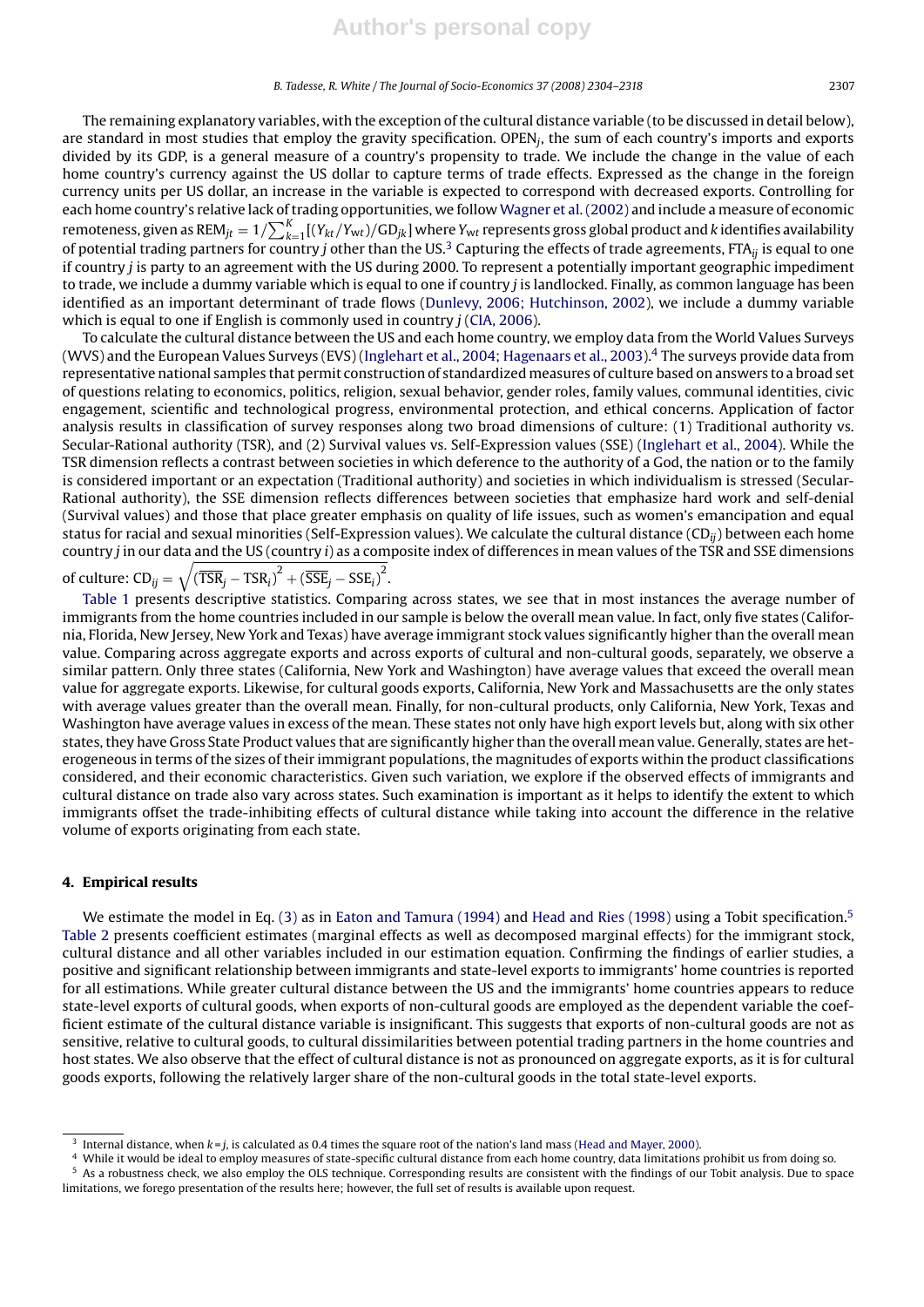The remaining explanatory variables, with the exception of the cultural distance variable (to be discussed in detail below), are standard in most studies that employ the gravity specification. $\text{OPEN}_j$, the sum of each country's imports and exports divided by its GDP, is a general measure of a country's propensity to trade. We include the change in the value of each home country's currency against the US dollar to capture terms of trade effects. Expressed as the change in the foreign currency units per US dollar, an increase in the variable is expected to correspond with decreased exports. Controlling for each home country's relative lack of trading opportunities, we follow Wagner et al. (2002) and include a measure of economic remoteness, given as $\text{REM}_{jt} = 1/\sum_{k=1}^{K}[(Y_{kt}/Y_{wt})/\text{GD}_{jk}]$ where $Y_{wt}$ represents gross global product and $k$ identifies availability of potential trading partners for country $j$ other than the US.[3] Capturing the effects of trade agreements, $\text{FTA}_{ij}$ is equal to one if country $j$ is party to an agreement with the US during 2000. To represent a potentially important geographic impediment to trade, we include a dummy variable which is equal to one if country $j$ is landlocked. Finally, as common language has been identified as an important determinant of trade flows (Dunlevy, 2006; Hutchinson, 2002), we include a dummy variable which is equal to one if English is commonly used in country $j$ (CIA, 2006).

To calculate the cultural distance between the US and each home country, we employ data from the World Values Surveys (WVS) and the European Values Surveys (EVS) (Inglehart et al., 2004; Hagenaars et al., 2003).[4] The surveys provide data from representative national samples that permit construction of standardized measures of culture based on answers to a broad set of questions relating to economics, politics, religion, sexual behavior, gender roles, family values, communal identities, civic engagement, scientific and technological progress, environmental protection, and ethical concerns. Application of factor analysis results in classification of survey responses along two broad dimensions of culture: (1) Traditional authority vs. Secular-Rational authority (TSR), and (2) Survival values vs. Self-Expression values (SSE) (Inglehart et al., 2004). While the TSR dimension reflects a contrast between societies in which deference to the authority of a God, the nation or to the family is considered important or an expectation (Traditional authority) and societies in which individualism is stressed (Secular-Rational authority), the SSE dimension reflects differences between societies that emphasize hard work and self-denial (Survival values) and those that place greater emphasis on quality of life issues, such as women's emancipation and equal status for racial and sexual minorities (Self-Expression values). We calculate the cultural distance ($\text{CD}_{ij}$) between each home country $j$ in our data and the US (country $i$) as a composite index of differences in mean values of the TSR and SSE dimensions of culture: $\text{CD}_{ij} = \sqrt{(\overline{\text{TSR}}_j - \text{TSR}_i)^2 + (\overline{\text{SSE}}_j - \text{SSE}_i)^2}$.

Table 1 presents descriptive statistics. Comparing across states, we see that in most instances the average number of immigrants from the home countries included in our sample is below the overall mean value. In fact, only five states (California, Florida, New Jersey, New York and Texas) have average immigrant stock values significantly higher than the overall mean value. Comparing across aggregate exports and across exports of cultural and non-cultural goods, separately, we observe a similar pattern. Only three states (California, New York and Washington) have average values that exceed the overall mean value for aggregate exports. Likewise, for cultural goods exports, California, New York and Massachusetts are the only states with average values greater than the overall mean. Finally, for non-cultural products, only California, New York, Texas and Washington have average values in excess of the mean. These states not only have high export levels but, along with six other states, they have Gross State Product values that are significantly higher than the overall mean value. Generally, states are heterogeneous in terms of the sizes of their immigrant populations, the magnitudes of exports within the product classifications considered, and their economic characteristics. Given such variation, we explore if the observed effects of immigrants and cultural distance on trade also vary across states. Such examination is important as it helps to identify the extent to which immigrants offset the trade-inhibiting effects of cultural distance while taking into account the difference in the relative volume of exports originating from each state.

## 4. Empirical results

We estimate the model in Eq. (3) as in Eaton and Tamura (1994) and Head and Ries (1998) using a Tobit specification.[5] Table 2 presents coefficient estimates (marginal effects as well as decomposed marginal effects) for the immigrant stock, cultural distance and all other variables included in our estimation equation. Confirming the findings of earlier studies, a positive and significant relationship between immigrants and state-level exports to immigrants' home countries is reported for all estimations. While greater cultural distance between the US and the immigrants' home countries appears to reduce state-level exports of cultural goods, when exports of non-cultural goods are employed as the dependent variable the coefficient estimate of the cultural distance variable is insignificant. This suggests that exports of non-cultural goods are not as sensitive, relative to cultural goods, to cultural dissimilarities between potential trading partners in the home countries and host states. We also observe that the effect of cultural distance is not as pronounced on aggregate exports, as it is for cultural goods exports, following the relatively larger share of the non-cultural goods in the total state-level exports.

---

[3] Internal distance, when $k = j$, is calculated as 0.4 times the square root of the nation's land mass (Head and Mayer, 2000).

[4] While it would be ideal to employ measures of state-specific cultural distance from each home country, data limitations prohibit us from doing so.

[5] As a robustness check, we also employ the OLS technique. Corresponding results are consistent with the findings of our Tobit analysis. Due to space limitations, we forego presentation of the results here; however, the full set of results is available upon request.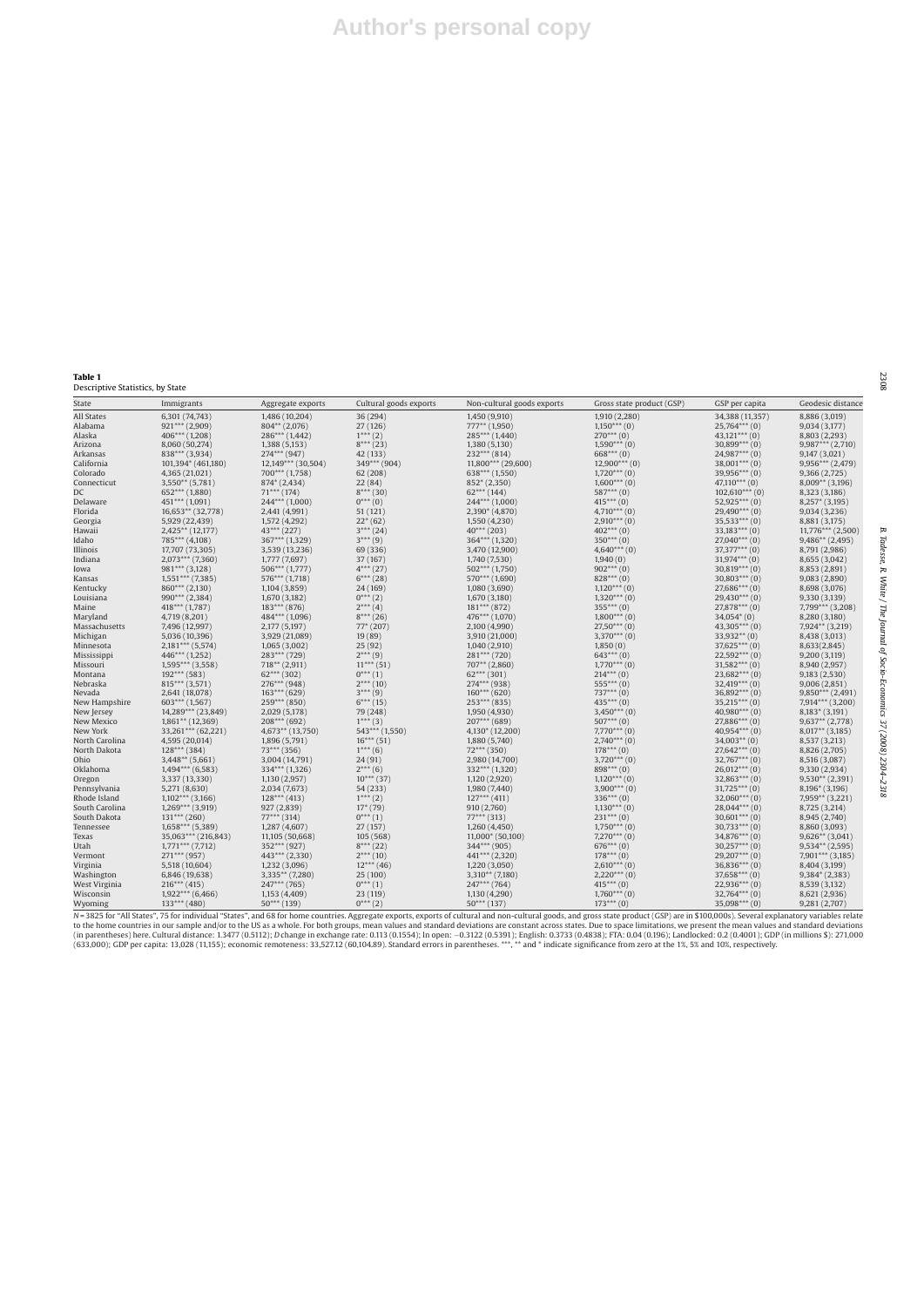**Table 1**
Descriptive Statistics, by State

| State | Immigrants | Aggregate exports | Cultural goods exports | Non-cultural goods exports | Gross state product (GSP) | GSP per capita | Geodesic distance |
|---|---|---|---|---|---|---|---|
| All States | 6,301 (74,743) | 1,486 (10,204) | 36 (294) | 1,450 (9,910) | 1,910 (2,280) | 34,388 (11,357) | 8,886 (3,019) |
| Alabama | 921*** (2,909) | 804** (2,076) | 27 (126) | 777** (1,950) | 1,150*** (0) | 25,764*** (0) | 9,034 (3,177) |
| Alaska | 406*** (1,208) | 286*** (1,442) | 1*** (2) | 285*** (1,440) | 270*** (0) | 43,121*** (0) | 8,803 (2,293) |
| Arizona | 8,060 (50,274) | 1,388 (5,153) | 8*** (23) | 1,380 (5,130) | 1,590*** (0) | 30,899*** (0) | 9,987*** (2,710) |
| Arkansas | 838*** (3,934) | 274*** (947) | 42 (133) | 232*** (814) | 668*** (0) | 24,987*** (0) | 9,147 (3,021) |
| California | 101,394* (461,180) | 12,149*** (30,504) | 349*** (904) | 11,800*** (29,600) | 12,900*** (0) | 38,001*** (0) | 9,956*** (2,479) |
| Colorado | 4,365 (21,021) | 700*** (1,758) | 62 (208) | 638*** (1,550) | 1,720*** (0) | 39,956*** (0) | 9,366 (2,725) |
| Connecticut | 3,550** (5,781) | 874* (2,434) | 22 (84) | 852* (2,350) | 1,600*** (0) | 47,110*** (0) | 8,009** (3,196) |
| DC | 652*** (1,880) | 71*** (174) | 8*** (30) | 62*** (144) | 587*** (0) | 102,610*** (0) | 8,323 (3,186) |
| Delaware | 451*** (1,091) | 244*** (1,000) | 0*** (0) | 244*** (1,000) | 415*** (0) | 52,925*** (0) | 8,257* (3,195) |
| Florida | 16,653** (32,778) | 2,441 (4,991) | 51 (121) | 2,390* (4,870) | 4,710*** (0) | 29,490*** (0) | 9,034 (3,236) |
| Georgia | 5,929 (22,439) | 1,572 (4,292) | 22* (62) | 1,550 (4,230) | 2,910*** (0) | 35,533*** (0) | 8,881 (3,175) |
| Hawaii | 2,425** (12,177) | 43*** (227) | 3*** (24) | 40*** (203) | 402*** (0) | 33,183*** (0) | 11,776*** (2,500) |
| Idaho | 785*** (4,108) | 367*** (1,329) | 3*** (9) | 364*** (1,320) | 350*** (0) | 27,040*** (0) | 9,486** (2,495) |
| Illinois | 17,707 (73,305) | 3,539 (13,236) | 69 (336) | 3,470 (12,900) | 4,640*** (0) | 37,377*** (0) | 8,791 (2,986) |
| Indiana | 2,073*** (7,360) | 1,777 (7,697) | 37 (167) | 1,740 (7,530) | 1,940 (0) | 31,974*** (0) | 8,655 (3,042) |
| Iowa | 981*** (3,128) | 506*** (1,777) | 4*** (27) | 502*** (1,750) | 902*** (0) | 30,819*** (0) | 8,853 (2,891) |
| Kansas | 1,551*** (7,385) | 576*** (1,718) | 6*** (28) | 570*** (1,690) | 828*** (0) | 30,803*** (0) | 9,083 (2,890) |
| Kentucky | 860*** (2,130) | 1,104 (3,859) | 24 (169) | 1,080 (3,690) | 1,120*** (0) | 27,686*** (0) | 8,698 (3,076) |
| Louisiana | 990*** (2,384) | 1,670 (3,182) | 0*** (2) | 1,670 (3,180) | 1,320*** (0) | 29,430*** (0) | 9,330 (3,139) |
| Maine | 418*** (1,787) | 183*** (876) | 2*** (4) | 181*** (872) | 355*** (0) | 27,878*** (0) | 7,799*** (3,208) |
| Maryland | 4,719 (8,201) | 484*** (1,096) | 8*** (26) | 476*** (1,070) | 1,800*** (0) | 34,054* (0) | 8,280 (3,180) |
| Massachusetts | 7,496 (12,997) | 2,177 (5,197) | 77* (207) | 2,100 (4,990) | 27,50*** (0) | 43,305*** (0) | 7,924** (3,219) |
| Michigan | 5,036 (10,396) | 3,929 (21,089) | 19 (89) | 3,910 (21,000) | 3,370*** (0) | 33,932*** (0) | 8,438 (3,013) |
| Minnesota | 2,181*** (5,574) | 1,065 (3,002) | 25 (92) | 1,040 (2,910) | 1,850 (0) | 37,625*** (0) | 8,633(2,845) |
| Mississippi | 446*** (1,252) | 283*** (729) | 2*** (9) | 281*** (720) | 643*** (0) | 22,592*** (0) | 9,200 (3,119) |
| Missouri | 1,595*** (3,558) | 718** (2,911) | 11*** (51) | 707** (2,860) | 1,770*** (0) | 31,582*** (0) | 8,940 (2,957) |
| Montana | 192*** (583) | 62*** (302) | 0*** (1) | 62*** (301) | 214*** (0) | 23,682*** (0) | 9,183 (2,530) |
| Nebraska | 815*** (3,571) | 276*** (948) | 2*** (10) | 274*** (938) | 555*** (0) | 32,419*** (0) | 9,006 (2,851) |
| Nevada | 2,641 (18,078) | 163*** (629) | 3*** (9) | 160*** (620) | 737*** (0) | 36,892*** (0) | 9,850*** (2,491) |
| New Hampshire | 603*** (1,567) | 259*** (850) | 6*** (15) | 253*** (835) | 435*** (0) | 35,215*** (0) | 7,914*** (3,200) |
| New Jersey | 14,289*** (23,849) | 2,029 (5,178) | 79 (248) | 1,950 (4,930) | 3,450*** (0) | 40,980*** (0) | 8,183* (3,191) |
| New Mexico | 1,861** (12,369) | 208*** (692) | 1*** (3) | 207*** (689) | 507*** (0) | 27,886*** (0) | 9,637** (2,778) |
| New York | 33,261*** (62,221) | 4,673** (13,750) | 543*** (1,550) | 4,130* (12,200) | 7,770*** (0) | 40,954*** (0) | 8,017** (3,185) |
| North Carolina | 4,595 (20,014) | 1,896 (5,791) | 16*** (51) | 1,880 (5,740) | 2,740*** (0) | 34,003** (0) | 8,537 (3,213) |
| North Dakota | 128*** (384) | 73*** (356) | 1*** (6) | 72*** (350) | 178*** (0) | 27,642*** (0) | 8,826 (2,705) |
| Ohio | 3,448** (5,661) | 3,004 (14,791) | 24 (91) | 2,980 (14,700) | 3,720*** (0) | 32,767*** (0) | 8,516 (3,087) |
| Oklahoma | 1,494*** (6,583) | 334*** (1,326) | 2*** (6) | 332*** (1,320) | 898*** (0) | 26,012*** (0) | 9,330 (2,934) |
| Oregon | 3,337 (13,330) | 1,130 (2,957) | 10*** (37) | 1,120 (2,920) | 1,120*** (0) | 32,863*** (0) | 9,530** (2,391) |
| Pennsylvania | 5,271 (8,630) | 2,034 (7,673) | 54 (233) | 1,980 (7,440) | 3,900*** (0) | 31,725*** (0) | 8,196* (3,196) |
| Rhode Island | 1,102*** (3,166) | 128*** (413) | 1*** (2) | 127*** (411) | 336*** (0) | 32,060*** (0) | 7,959** (3,221) |
| South Carolina | 1,269*** (3,919) | 927 (2,839) | 17* (79) | 910 (2,760) | 1,130*** (0) | 28,044*** (0) | 8,725 (3,214) |
| South Dakota | 131*** (260) | 77*** (314) | 0*** (1) | 77*** (313) | 231*** (0) | 30,601*** (0) | 8,945 (2,740) |
| Tennessee | 1,658*** (5,389) | 1,287 (4,607) | 27 (157) | 1,260 (4,450) | 1,750*** (0) | 30,733*** (0) | 8,860 (3,093) |
| Texas | 35,063*** (216,843) | 11,105 (50,668) | 105 (568) | 11,000* (50,100) | 7,270*** (0) | 34,876*** (0) | 9,626** (3,041) |
| Utah | 1,771*** (7,712) | 352*** (927) | 8*** (22) | 344*** (905) | 676*** (0) | 30,257*** (0) | 9,534** (2,595) |
| Vermont | 271*** (957) | 443*** (2,330) | 2*** (10) | 441*** (2,320) | 178*** (0) | 29,207*** (0) | 7,901*** (3,185) |
| Virginia | 5,518 (10,604) | 1,232 (3,096) | 12*** (46) | 1,220 (3,050) | 2,610*** (0) | 36,836*** (0) | 8,404 (3,199) |
| Washington | 6,846 (19,638) | 3,335** (7,280) | 25 (100) | 3,310** (7,180) | 2,220*** (0) | 37,658*** (0) | 9,384* (2,383) |
| West Virginia | 216*** (415) | 247*** (765) | 0*** (1) | 247*** (764) | 415*** (0) | 22,936*** (0) | 8,539 (3,132) |
| Wisconsin | 1,922*** (6,466) | 1,153 (4,409) | 23 (119) | 1,130 (4,290) | 1,760*** (0) | 32,764*** (0) | 8,621 (2,936) |
| Wyoming | 133*** (480) | 50*** (139) | 0*** (2) | 50*** (137) | 173*** (0) | 35,098*** (0) | 9,281 (2,707) |

*N* = 3825 for "All States", 75 for individual "States", and 68 for home countries. Aggregate exports, exports of cultural and non-cultural goods, and gross state product (GSP) are in \$100,000s. Several explanatory variables relate to the home countries in our sample and/or to the US as a whole. For both groups, mean values and standard deviations are constant across states. Due to space limitations, we present the mean values and standard deviations (in parentheses) here. Cultural distance: 1.3477 (0.5112); *D* change in exchange rate: 0.113 (0.1554); ln open: −0.3122 (0.5391); English: 0.3733 (0.4838); FTA: 0.04 (0.196); Landlocked: 0.2 (0.4001); GDP (in millions \$): 271,000 (633,000); GDP per capita: 13,028 (11,155); economic remoteness: 33,527.12 (60,104.89). Standard errors in parentheses. ***, ** and * indicate significance from zero at the 1%, 5% and 10%, respectively.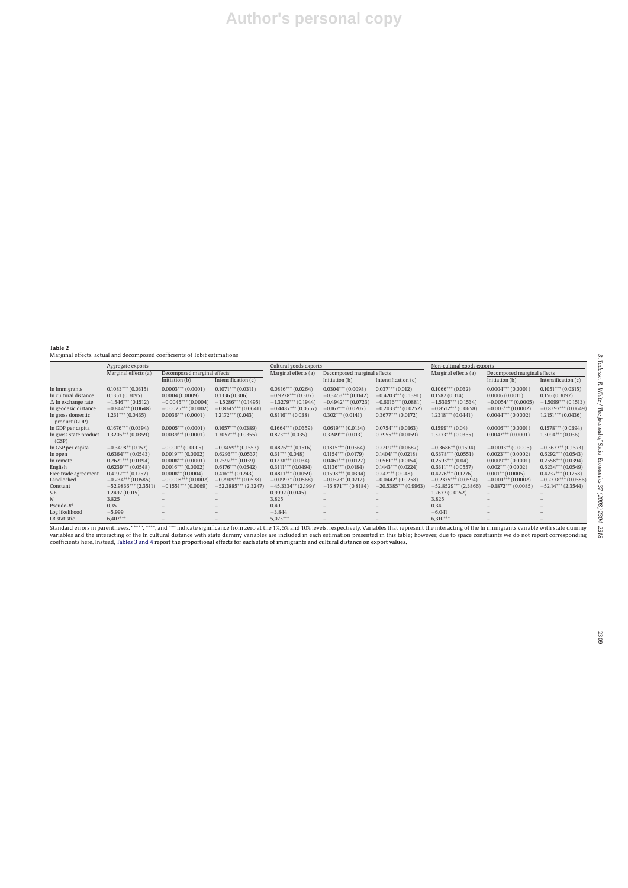**Table 2**
Marginal effects, actual and decomposed coefficients of Tobit estimations

| | Aggregate exports | | | Cultural goods exports | | | Non-cultural goods exports | | |
|---|---|---|---|---|---|---|---|---|---|
| | Marginal effects (a) | Decomposed marginal effects | | Marginal effects (a) | Decomposed marginal effects | | Marginal effects (a) | Decomposed marginal effects | |
| | | Initiation (b) | Intensification (c) | | Initiation (b) | Intensification (c) | | Initiation (b) | Intensification (c) |
| ln Immigrants | 0.1083*** (0.0315) | 0.0003*** (0.0001) | 0.1071*** (0.0311) | 0.0816*** (0.0264) | 0.0304*** (0.0098) | 0.037*** (0.012) | 0.1066*** (0.032) | 0.0004*** (0.0001) | 0.1051*** (0.0315) |
| ln cultural distance | 0.1351 (0.3095) | 0.0004 (0.0009) | 0.1336 (0.306) | −0.9278*** (0.307) | −0.3453*** (0.1142) | −0.4203*** (0.1391) | 0.1582 (0.314) | 0.0006 (0.0011) | 0.156 (0.3097) |
| Δ ln exchange rate | −1.546*** (0.1512) | −0.0045*** (0.0004) | −1.5286*** (0.1495) | −1.3279*** (0.1944) | −0.4942*** (0.0723) | −0.6016*** (0.0881) | −1.5305*** (0.1534) | −0.0054*** (0.0005) | −1.5099*** (0.1513) |
| ln geodesic distance | −0.844*** (0.0648) | −0.0025*** (0.0002) | −0.8345*** (0.0641) | −0.4487*** (0.0557) | −0.167*** (0.0207) | −0.2033*** (0.0252) | −0.8512*** (0.0658) | −0.003*** (0.0002) | −0.8397*** (0.0649) |
| ln gross domestic product (GDP) | 1.231*** (0.0435) | 0.0036*** (0.0001) | 1.2172*** (0.043) | 0.8116*** (0.038) | 0.302*** (0.0141) | 0.3677*** (0.0172) | 1.2318*** (0.0441) | 0.0044*** (0.0002) | 1.2151*** (0.0436) |
| ln GDP per capita | 0.1676*** (0.0394) | 0.0005*** (0.0001) | 0.1657*** (0.0389) | 0.1664*** (0.0359) | 0.0619*** (0.0134) | 0.0754*** (0.0163) | 0.1599*** (0.04) | 0.0006*** (0.0001) | 0.1578*** (0.0394) |
| ln gross state product (GSP) | 1.3205*** (0.0359) | 0.0039*** (0.0001) | 1.3057*** (0.0355) | 0.873*** (0.035) | 0.3249*** (0.013) | 0.3955*** (0.0159) | 1.3273*** (0.0365) | 0.0047*** (0.0001) | 1.3094*** (0.036) |
| ln GSP per capita | −0.3498** (0.157) | −0.001** (0.0005) | −0.3459** (0.1553) | 0.4876*** (0.1516) | 0.1815*** (0.0564) | 0.2209*** (0.0687) | −0.3686** (0.1594) | −0.0013** (0.0006) | −0.3637** (0.1573) |
| ln open | 0.6364*** (0.0543) | 0.0019*** (0.0002) | 0.6293*** (0.0537) | 0.31*** (0.048) | 0.1154*** (0.0179) | 0.1404*** (0.0218) | 0.6378*** (0.0551) | 0.0023*** (0.0002) | 0.6292*** (0.0543) |
| ln remote | 0.2621*** (0.0394) | 0.0008*** (0.0001) | 0.2592*** (0.039) | 0.1238*** (0.034) | 0.0461*** (0.0127) | 0.0561*** (0.0154) | 0.2593*** (0.04) | 0.0009*** (0.0001) | 0.2558*** (0.0394) |
| English | 0.6239*** (0.0548) | 0.0016*** (0.0002) | 0.6176*** (0.0542) | 0.3111*** (0.0494) | 0.1136*** (0.0184) | 0.1443*** (0.0224) | 0.6311*** (0.0557) | 0.002*** (0.0002) | 0.6234*** (0.0549) |
| Free trade agreement | 0.4192*** (0.1257) | 0.0008** (0.0004) | 0.416*** (0.1243) | 0.4811*** (0.1059) | 0.1598*** (0.0394) | 0.247*** (0.048) | 0.4276*** (0.1276) | 0.001** (0.0005) | 0.4237*** (0.1258) |
| Landlocked | −0.234*** (0.0585) | −0.0008*** (0.0002) | −0.2309*** (0.0578) | −0.0993* (0.0568) | −0.0373* (0.0212) | −0.0442* (0.0258) | −0.2375*** (0.0594) | −0.001*** (0.0002) | −0.2338*** (0.0586) |
| Constant | −52.9836*** (2.3511) | −0.1551*** (0.0069) | −52.3885*** (2.3247) | −45.3334** (2.199)* | −16.871*** (0.8184) | −20.5385*** (0.9963) | −52.8529*** (2.3866) | −0.1872*** (0.0085) | −52.14*** (2.3544) |
| S.E. | 1.2497 (0.015) | – | – | 0.9992 (0.0145) | – | – | 1.2677 (0.0152) | – | – |
| $N$ | 3,825 | – | – | 3,825 | – | – | 3,825 | – | – |
| Pseudo-$R^2$ | 0.35 | – | – | 0.40 | – | – | 0.34 | – | – |
| Log likelihood | −5,999 | – | – | −3,844 | – | – | −6,041 | – | – |
| LR statistic | 6,407*** | – | – | 5,073*** | – | – | 6,310*** | – | – |

Standard errors in parentheses. "***", "**", and "*" indicate significance from zero at the 1%, 5% and 10% levels, respectively. Variables that represent the interacting of the ln immigrants variable with state dummy variables and the interacting of the ln cultural distance with state dummy variables are included in each estimation presented in this table; however, due to space constraints we do not report corresponding coefficients here. Instead, Tables 3 and 4 report the proportional effects for each state of immigrants and cultural distance on export values.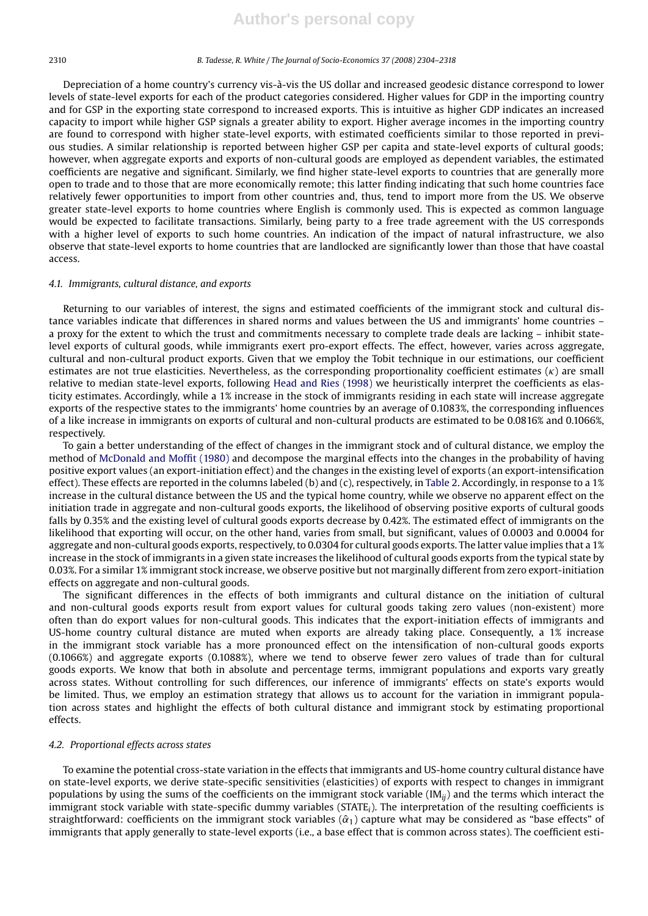Depreciation of a home country's currency vis-à-vis the US dollar and increased geodesic distance correspond to lower levels of state-level exports for each of the product categories considered. Higher values for GDP in the importing country and for GSP in the exporting state correspond to increased exports. This is intuitive as higher GDP indicates an increased capacity to import while higher GSP signals a greater ability to export. Higher average incomes in the importing country are found to correspond with higher state-level exports, with estimated coefficients similar to those reported in previous studies. A similar relationship is reported between higher GSP per capita and state-level exports of cultural goods; however, when aggregate exports and exports of non-cultural goods are employed as dependent variables, the estimated coefficients are negative and significant. Similarly, we find higher state-level exports to countries that are generally more open to trade and to those that are more economically remote; this latter finding indicating that such home countries face relatively fewer opportunities to import from other countries and, thus, tend to import more from the US. We observe greater state-level exports to home countries where English is commonly used. This is expected as common language would be expected to facilitate transactions. Similarly, being party to a free trade agreement with the US corresponds with a higher level of exports to such home countries. An indication of the impact of natural infrastructure, we also observe that state-level exports to home countries that are landlocked are significantly lower than those that have coastal access.

### 4.1. Immigrants, cultural distance, and exports

Returning to our variables of interest, the signs and estimated coefficients of the immigrant stock and cultural distance variables indicate that differences in shared norms and values between the US and immigrants' home countries – a proxy for the extent to which the trust and commitments necessary to complete trade deals are lacking – inhibit state-level exports of cultural goods, while immigrants exert pro-export effects. The effect, however, varies across aggregate, cultural and non-cultural product exports. Given that we employ the Tobit technique in our estimations, our coefficient estimates are not true elasticities. Nevertheless, as the corresponding proportionality coefficient estimates ($\kappa$) are small relative to median state-level exports, following Head and Ries (1998) we heuristically interpret the coefficients as elasticity estimates. Accordingly, while a 1% increase in the stock of immigrants residing in each state will increase aggregate exports of the respective states to the immigrants' home countries by an average of 0.1083%, the corresponding influences of a like increase in immigrants on exports of cultural and non-cultural products are estimated to be 0.0816% and 0.1066%, respectively.

To gain a better understanding of the effect of changes in the immigrant stock and of cultural distance, we employ the method of McDonald and Moffit (1980) and decompose the marginal effects into the changes in the probability of having positive export values (an export-initiation effect) and the changes in the existing level of exports (an export-intensification effect). These effects are reported in the columns labeled (b) and (c), respectively, in Table 2. Accordingly, in response to a 1% increase in the cultural distance between the US and the typical home country, while we observe no apparent effect on the initiation trade in aggregate and non-cultural goods exports, the likelihood of observing positive exports of cultural goods falls by 0.35% and the existing level of cultural goods exports decrease by 0.42%. The estimated effect of immigrants on the likelihood that exporting will occur, on the other hand, varies from small, but significant, values of 0.0003 and 0.0004 for aggregate and non-cultural goods exports, respectively, to 0.0304 for cultural goods exports. The latter value implies that a 1% increase in the stock of immigrants in a given state increases the likelihood of cultural goods exports from the typical state by 0.03%. For a similar 1% immigrant stock increase, we observe positive but not marginally different from zero export-initiation effects on aggregate and non-cultural goods.

The significant differences in the effects of both immigrants and cultural distance on the initiation of cultural and non-cultural goods exports result from export values for cultural goods taking zero values (non-existent) more often than do export values for non-cultural goods. This indicates that the export-initiation effects of immigrants and US-home country cultural distance are muted when exports are already taking place. Consequently, a 1% increase in the immigrant stock variable has a more pronounced effect on the intensification of non-cultural goods exports (0.1066%) and aggregate exports (0.1088%), where we tend to observe fewer zero values of trade than for cultural goods exports. We know that both in absolute and percentage terms, immigrant populations and exports vary greatly across states. Without controlling for such differences, our inference of immigrants' effects on state's exports would be limited. Thus, we employ an estimation strategy that allows us to account for the variation in immigrant population across states and highlight the effects of both cultural distance and immigrant stock by estimating proportional effects.

### 4.2. Proportional effects across states

To examine the potential cross-state variation in the effects that immigrants and US-home country cultural distance have on state-level exports, we derive state-specific sensitivities (elasticities) of exports with respect to changes in immigrant populations by using the sums of the coefficients on the immigrant stock variable ($\mathrm{IM}_{ij}$) and the terms which interact the immigrant stock variable with state-specific dummy variables ($\mathrm{STATE}_i$). The interpretation of the resulting coefficients is straightforward: coefficients on the immigrant stock variables ($\hat{\alpha}_1$) capture what may be considered as "base effects" of immigrants that apply generally to state-level exports (i.e., a base effect that is common across states). The coefficient esti-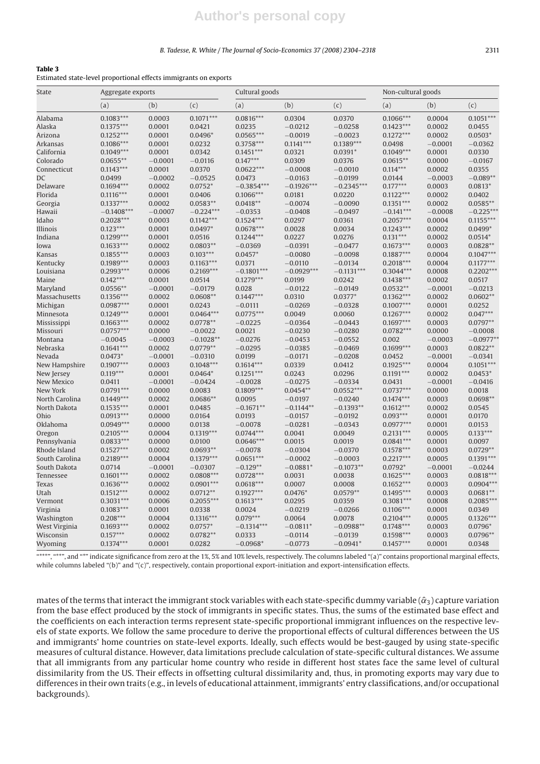**Table 3**
Estimated state-level proportional effects immigrants on exports

| State | Aggregate exports | | | Cultural goods | | | Non-cultural goods | | |
|---|---|---|---|---|---|---|---|---|---|
| | (a) | (b) | (c) | (a) | (b) | (c) | (a) | (b) | (c) |
| Alabama | 0.1083*** | 0.0003 | 0.1071*** | 0.0816*** | 0.0304 | 0.0370 | 0.1066*** | 0.0004 | 0.1051*** |
| Alaska | 0.1375*** | 0.0001 | 0.0421 | 0.0235 | −0.0212 | −0.0258 | 0.1423*** | 0.0002 | 0.0455 |
| Arizona | 0.1252*** | 0.0001 | 0.0496* | 0.0565*** | −0.0019 | −0.0023 | 0.1272*** | 0.0002 | 0.0503* |
| Arkansas | 0.1086*** | 0.0001 | 0.0232 | 0.3758*** | 0.1141*** | 0.1389*** | 0.0498 | −0.0001 | −0.0362 |
| California | 0.1049*** | 0.0001 | 0.0342 | 0.1451*** | 0.0321 | 0.0391* | 0.1049*** | 0.0001 | 0.0330 |
| Colorado | 0.0655** | −0.0001 | −0.0116 | 0.147*** | 0.0309 | 0.0376 | 0.0615** | 0.0000 | −0.0167 |
| Connecticut | 0.1143*** | 0.0001 | 0.0370 | 0.0622*** | −0.0008 | −0.0010 | 0.114*** | 0.0002 | 0.0355 |
| DC | 0.0499 | −0.0002 | −0.0525 | 0.0473 | −0.0163 | −0.0199 | 0.0144 | −0.0003 | −0.089** |
| Delaware | 0.1694*** | 0.0002 | 0.0752* | −0.3854*** | −0.1926*** | −0.2345*** | 0.177*** | 0.0003 | 0.0813* |
| Florida | 0.1116*** | 0.0001 | 0.0406 | 0.1066*** | 0.0181 | 0.0220 | 0.1122*** | 0.0002 | 0.0402 |
| Georgia | 0.1337*** | 0.0002 | 0.0583** | 0.0418** | −0.0074 | −0.0090 | 0.1351*** | 0.0002 | 0.0585** |
| Hawaii | −0.1408*** | −0.0007 | −0.224*** | −0.0353 | −0.0408 | −0.0497 | −0.141*** | −0.0008 | −0.225*** |
| Idaho | 0.2028*** | 0.0003 | 0.1142*** | 0.1524*** | 0.0297 | 0.0361 | 0.2057*** | 0.0004 | 0.1155*** |
| Illinois | 0.123*** | 0.0001 | 0.0497* | 0.0678*** | 0.0028 | 0.0034 | 0.1243*** | 0.0002 | 0.0499* |
| Indiana | 0.1299*** | 0.0001 | 0.0516 | 0.1244*** | 0.0227 | 0.0276 | 0.131*** | 0.0002 | 0.0514* |
| Iowa | 0.1633*** | 0.0002 | 0.0803** | −0.0369 | −0.0391 | −0.0477 | 0.1673*** | 0.0003 | 0.0828** |
| Kansas | 0.1855*** | 0.0003 | 0.103*** | 0.0457* | −0.0080 | −0.0098 | 0.1887*** | 0.0004 | 0.1047*** |
| Kentucky | 0.1989*** | 0.0003 | 0.1163*** | 0.0371 | −0.0110 | −0.0134 | 0.2018*** | 0.0004 | 0.1177*** |
| Louisiana | 0.2993*** | 0.0006 | 0.2169*** | −0.1801*** | −0.0929*** | −0.1131*** | 0.3044*** | 0.0008 | 0.2202*** |
| Maine | 0.142*** | 0.0001 | 0.0514 | 0.1279*** | 0.0199 | 0.0242 | 0.1438*** | 0.0002 | 0.0517 |
| Maryland | 0.0556** | −0.0001 | −0.0179 | 0.028 | −0.0122 | −0.0149 | 0.0532** | −0.0001 | −0.0213 |
| Massachusetts | 0.1356*** | 0.0002 | 0.0608** | 0.1447*** | 0.0310 | 0.0377* | 0.1362*** | 0.0002 | 0.0602** |
| Michigan | 0.0987*** | 0.0001 | 0.0243 | −0.0111 | −0.0269 | −0.0328 | 0.1007*** | 0.0001 | 0.0252 |
| Minnesota | 0.1249*** | 0.0001 | 0.0464*** | 0.0775*** | 0.0049 | 0.0060 | 0.1267*** | 0.0002 | 0.047*** |
| Mississippi | 0.1663*** | 0.0002 | 0.0778** | −0.0225 | −0.0364 | −0.0443 | 0.1697*** | 0.0003 | 0.0797** |
| Missouri | 0.0757*** | 0.0000 | −0.0022 | 0.0021 | −0.0230 | −0.0280 | 0.0782*** | 0.0000 | −0.0008 |
| Montana | −0.0045 | −0.0003 | −0.1028** | −0.0276 | −0.0453 | −0.0552 | 0.002 | −0.0003 | −0.0977** |
| Nebraska | 0.1641*** | 0.0002 | 0.0779** | −0.0295 | −0.0385 | −0.0469 | 0.1699*** | 0.0003 | 0.0822** |
| Nevada | 0.0473* | −0.0001 | −0.0310 | 0.0199 | −0.0171 | −0.0208 | 0.0452 | −0.0001 | −0.0341 |
| New Hampshire | 0.1907*** | 0.0003 | 0.1048*** | 0.1614*** | 0.0339 | 0.0412 | 0.1925*** | 0.0004 | 0.1051*** |
| New Jersey | 0.119*** | 0.0001 | 0.0464* | 0.1251*** | 0.0243 | 0.0296 | 0.1191*** | 0.0002 | 0.0453* |
| New Mexico | 0.0411 | −0.0001 | −0.0424 | −0.0028 | −0.0275 | −0.0334 | 0.0431 | −0.0001 | −0.0416 |
| New York | 0.0791*** | 0.0000 | 0.0083 | 0.1809*** | 0.0454** | 0.0552*** | 0.0737*** | 0.0000 | 0.0018 |
| North Carolina | 0.1449*** | 0.0002 | 0.0686** | 0.0095 | −0.0197 | −0.0240 | 0.1474*** | 0.0003 | 0.0698** |
| North Dakota | 0.1535*** | 0.0001 | 0.0485 | −0.1671** | −0.1144** | −0.1393** | 0.1612*** | 0.0002 | 0.0545 |
| Ohio | 0.0913*** | 0.0000 | 0.0164 | 0.0193 | −0.0157 | −0.0192 | 0.093*** | 0.0001 | 0.0170 |
| Oklahoma | 0.0949*** | 0.0000 | 0.0138 | −0.0078 | −0.0281 | −0.0343 | 0.0977*** | 0.0001 | 0.0153 |
| Oregon | 0.2105*** | 0.0004 | 0.1319*** | 0.0744*** | 0.0041 | 0.0049 | 0.2131*** | 0.0005 | 0.133*** |
| Pennsylvania | 0.0833*** | 0.0000 | 0.0100 | 0.0646*** | 0.0015 | 0.0019 | 0.0841*** | 0.0001 | 0.0097 |
| Rhode Island | 0.1527*** | 0.0002 | 0.0693** | −0.0078 | −0.0304 | −0.0370 | 0.1578*** | 0.0003 | 0.0729** |
| South Carolina | 0.2189*** | 0.0004 | 0.1379*** | 0.0651*** | −0.0002 | −0.0003 | 0.2217*** | 0.0005 | 0.1391*** |
| South Dakota | 0.0714 | −0.0001 | −0.0307 | −0.129** | −0.0881* | −0.1073** | 0.0792* | −0.0001 | −0.0244 |
| Tennessee | 0.1601*** | 0.0002 | 0.0808*** | 0.0728*** | 0.0031 | 0.0038 | 0.1625*** | 0.0003 | 0.0818*** |
| Texas | 0.1636*** | 0.0002 | 0.0901*** | 0.0618*** | 0.0007 | 0.0008 | 0.1652*** | 0.0003 | 0.0904*** |
| Utah | 0.1512*** | 0.0002 | 0.0712** | 0.1927*** | 0.0476* | 0.0579** | 0.1495*** | 0.0003 | 0.0681** |
| Vermont | 0.3031*** | 0.0006 | 0.2055*** | 0.1613*** | 0.0295 | 0.0359 | 0.3081*** | 0.0008 | 0.2085*** |
| Virginia | 0.1083*** | 0.0001 | 0.0338 | 0.0024 | −0.0219 | −0.0266 | 0.1106*** | 0.0001 | 0.0349 |
| Washington | 0.208*** | 0.0004 | 0.1316*** | 0.079*** | 0.0064 | 0.0078 | 0.2104*** | 0.0005 | 0.1326*** |
| West Virginia | 0.1693*** | 0.0002 | 0.0757* | −0.1314*** | −0.0811* | −0.0988** | 0.1748*** | 0.0003 | 0.0796* |
| Wisconsin | 0.157*** | 0.0002 | 0.0782** | 0.0333 | −0.0114 | −0.0139 | 0.1598*** | 0.0003 | 0.0796** |
| Wyoming | 0.1374*** | 0.0001 | 0.0282 | −0.0968* | −0.0773 | −0.0941* | 0.1457*** | 0.0001 | 0.0348 |

"***", "**", and "*" indicate significance from zero at the 1%, 5% and 10% levels, respectively. The columns labeled "(a)" contains proportional marginal effects, while columns labeled "(b)" and "(c)", respectively, contain proportional export-initiation and export-intensification effects.

mates of the terms that interact the immigrant stock variables with each state-specific dummy variable ($\hat{\alpha}_3$) capture variation from the base effect produced by the stock of immigrants in specific states. Thus, the sums of the estimated base effect and the coefficients on each interaction terms represent state-specific proportional immigrant influences on the respective levels of state exports. We follow the same procedure to derive the proportional effects of cultural differences between the US and immigrants' home countries on state-level exports. Ideally, such effects would be best-gauged by using state-specific measures of cultural distance. However, data limitations preclude calculation of state-specific cultural distances. We assume that all immigrants from any particular home country who reside in different host states face the same level of cultural dissimilarity from the US. Their effects in offsetting cultural dissimilarity and, thus, in promoting exports may vary due to differences in their own traits (e.g., in levels of educational attainment, immigrants' entry classifications, and/or occupational backgrounds).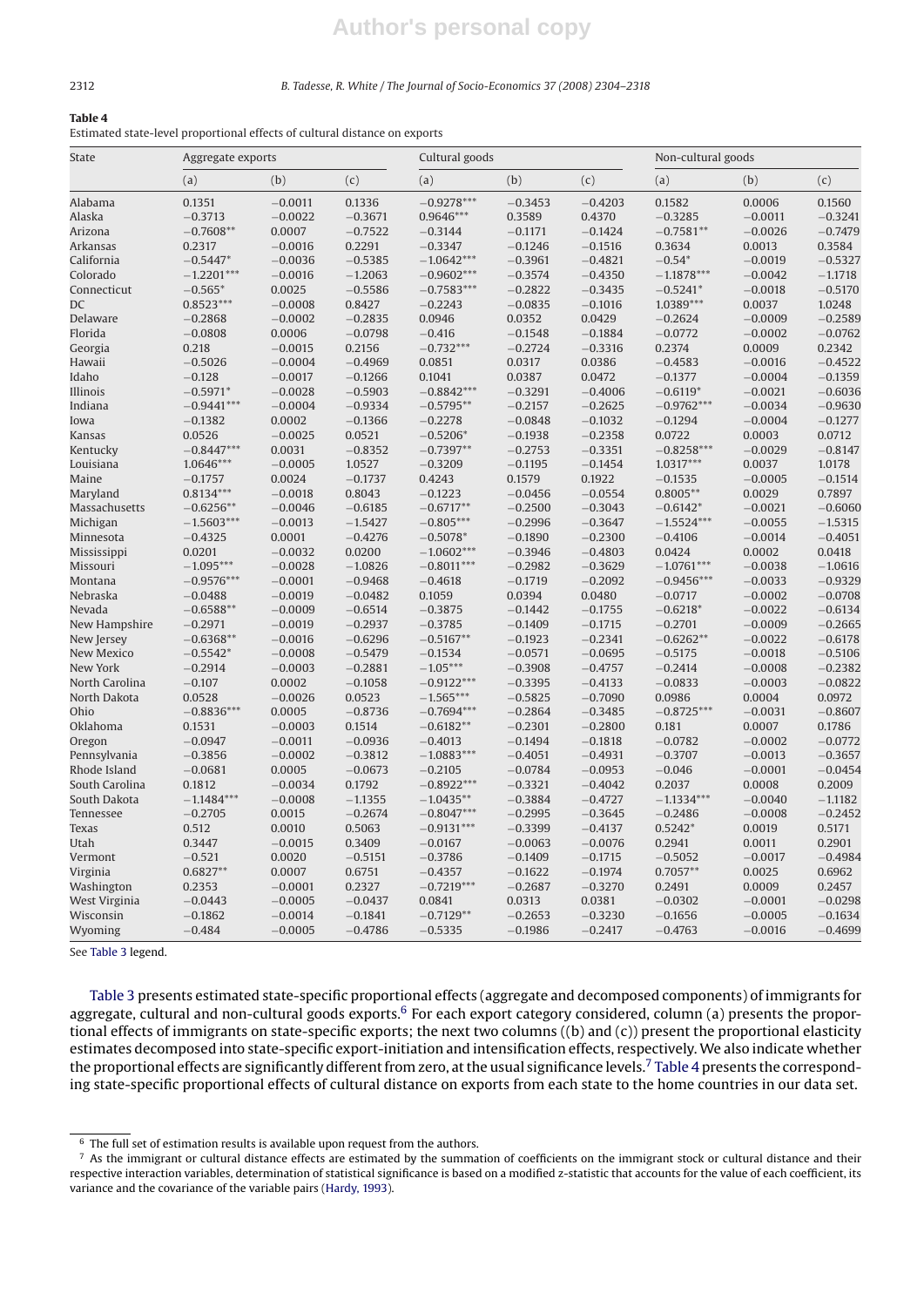**Table 4**

Estimated state-level proportional effects of cultural distance on exports

| State | Aggregate exports | | | Cultural goods | | | Non-cultural goods | | |
|---|---|---|---|---|---|---|---|---|---|
| | (a) | (b) | (c) | (a) | (b) | (c) | (a) | (b) | (c) |
| Alabama | 0.1351 | −0.0011 | 0.1336 | −0.9278*** | −0.3453 | −0.4203 | 0.1582 | 0.0006 | 0.1560 |
| Alaska | −0.3713 | −0.0022 | −0.3671 | 0.9646*** | 0.3589 | 0.4370 | −0.3285 | −0.0011 | −0.3241 |
| Arizona | −0.7608** | 0.0007 | −0.7522 | −0.3144 | −0.1171 | −0.1424 | −0.7581** | −0.0026 | −0.7479 |
| Arkansas | 0.2317 | −0.0016 | 0.2291 | −0.3347 | −0.1246 | −0.1516 | 0.3634 | 0.0013 | 0.3584 |
| California | −0.5447* | −0.0036 | −0.5385 | −1.0642*** | −0.3961 | −0.4821 | −0.54* | −0.0019 | −0.5327 |
| Colorado | −1.2201*** | −0.0016 | −1.2063 | −0.9602*** | −0.3574 | −0.4350 | −1.1878*** | −0.0042 | −1.1718 |
| Connecticut | −0.565* | 0.0025 | −0.5586 | −0.7583*** | −0.2822 | −0.3435 | −0.5241* | −0.0018 | −0.5170 |
| DC | 0.8523*** | −0.0008 | 0.8427 | −0.2243 | −0.0835 | −0.1016 | 1.0389*** | 0.0037 | 1.0248 |
| Delaware | −0.2868 | −0.0002 | −0.2835 | 0.0946 | 0.0352 | 0.0429 | −0.2624 | −0.0009 | −0.2589 |
| Florida | −0.0808 | 0.0006 | −0.0798 | −0.416 | −0.1548 | −0.1884 | −0.0772 | −0.0002 | −0.0762 |
| Georgia | 0.218 | −0.0015 | 0.2156 | −0.732*** | −0.2724 | −0.3316 | 0.2374 | 0.0009 | 0.2342 |
| Hawaii | −0.5026 | −0.0004 | −0.4969 | 0.0851 | 0.0317 | 0.0386 | −0.4583 | −0.0016 | −0.4522 |
| Idaho | −0.128 | −0.0017 | −0.1266 | 0.1041 | 0.0387 | 0.0472 | −0.1377 | −0.0004 | −0.1359 |
| Illinois | −0.5971* | −0.0028 | −0.5903 | −0.8842*** | −0.3291 | −0.4006 | −0.6119* | −0.0021 | −0.6036 |
| Indiana | −0.9441*** | −0.0004 | −0.9334 | −0.5795** | −0.2157 | −0.2625 | −0.9762*** | −0.0034 | −0.9630 |
| Iowa | −0.1382 | 0.0002 | −0.1366 | −0.2278 | −0.0848 | −0.1032 | −0.1294 | −0.0004 | −0.1277 |
| Kansas | 0.0526 | −0.0025 | 0.0521 | −0.5206* | −0.1938 | −0.2358 | 0.0722 | 0.0003 | 0.0712 |
| Kentucky | −0.8447*** | 0.0031 | −0.8352 | −0.7397** | −0.2753 | −0.3351 | −0.8258*** | −0.0029 | −0.8147 |
| Louisiana | 1.0646*** | −0.0005 | 1.0527 | −0.3209 | −0.1195 | −0.1454 | 1.0317*** | 0.0037 | 1.0178 |
| Maine | −0.1757 | 0.0024 | −0.1737 | 0.4243 | 0.1579 | 0.1922 | −0.1535 | −0.0005 | −0.1514 |
| Maryland | 0.8134*** | −0.0018 | 0.8043 | −0.1223 | −0.0456 | −0.0554 | 0.8005** | 0.0029 | 0.7897 |
| Massachusetts | −0.6256** | −0.0046 | −0.6185 | −0.6717** | −0.2500 | −0.3043 | −0.6142* | −0.0021 | −0.6060 |
| Michigan | −1.5603*** | −0.0013 | −1.5427 | −0.805*** | −0.2996 | −0.3647 | −1.5524*** | −0.0055 | −1.5315 |
| Minnesota | −0.4325 | 0.0001 | −0.4276 | −0.5078* | −0.1890 | −0.2300 | −0.4106 | −0.0014 | −0.4051 |
| Mississippi | 0.0201 | −0.0032 | 0.0200 | −1.0602*** | −0.3946 | −0.4803 | 0.0424 | 0.0002 | 0.0418 |
| Missouri | −1.095*** | −0.0028 | −1.0826 | −0.8011*** | −0.2982 | −0.3629 | −1.0761*** | −0.0038 | −1.0616 |
| Montana | −0.9576*** | −0.0001 | −0.9468 | −0.4618 | −0.1719 | −0.2092 | −0.9456*** | −0.0033 | −0.9329 |
| Nebraska | −0.0488 | −0.0019 | −0.0482 | 0.1059 | 0.0394 | 0.0480 | −0.0717 | −0.0002 | −0.0708 |
| Nevada | −0.6588** | −0.0009 | −0.6514 | −0.3875 | −0.1442 | −0.1755 | −0.6218* | −0.0022 | −0.6134 |
| New Hampshire | −0.2971 | −0.0019 | −0.2937 | −0.3785 | −0.1409 | −0.1715 | −0.2701 | −0.0009 | −0.2665 |
| New Jersey | −0.6368** | −0.0016 | −0.6296 | −0.5167** | −0.1923 | −0.2341 | −0.6262** | −0.0022 | −0.6178 |
| New Mexico | −0.5542* | −0.0008 | −0.5479 | −0.1534 | −0.0571 | −0.0695 | −0.5175 | −0.0018 | −0.5106 |
| New York | −0.2914 | −0.0003 | −0.2881 | −1.05*** | −0.3908 | −0.4757 | −0.2414 | −0.0008 | −0.2382 |
| North Carolina | −0.107 | 0.0002 | −0.1058 | −0.9122*** | −0.3395 | −0.4133 | −0.0833 | −0.0003 | −0.0822 |
| North Dakota | 0.0528 | −0.0026 | 0.0523 | −1.565*** | −0.5825 | −0.7090 | 0.0986 | 0.0004 | 0.0972 |
| Ohio | −0.8836*** | 0.0005 | −0.8736 | −0.7694*** | −0.2864 | −0.3485 | −0.8725*** | −0.0031 | −0.8607 |
| Oklahoma | 0.1531 | −0.0003 | 0.1514 | −0.6182** | −0.2301 | −0.2800 | 0.181 | 0.0007 | 0.1786 |
| Oregon | −0.0947 | −0.0011 | −0.0936 | −0.4013 | −0.1494 | −0.1818 | −0.0782 | −0.0002 | −0.0772 |
| Pennsylvania | −0.3856 | −0.0002 | −0.3812 | −1.0883*** | −0.4051 | −0.4931 | −0.3707 | −0.0013 | −0.3657 |
| Rhode Island | −0.0681 | 0.0005 | −0.0673 | −0.2105 | −0.0784 | −0.0953 | −0.046 | −0.0001 | −0.0454 |
| South Carolina | 0.1812 | −0.0034 | 0.1792 | −0.8922*** | −0.3321 | −0.4042 | 0.2037 | 0.0008 | 0.2009 |
| South Dakota | −1.1484*** | −0.0008 | −1.1355 | −1.0435** | −0.3884 | −0.4727 | −1.1334*** | −0.0040 | −1.1182 |
| Tennessee | −0.2705 | 0.0015 | −0.2674 | −0.8047*** | −0.2995 | −0.3645 | −0.2486 | −0.0008 | −0.2452 |
| Texas | 0.512 | 0.0010 | 0.5063 | −0.9131*** | −0.3399 | −0.4137 | 0.5242* | 0.0019 | 0.5171 |
| Utah | 0.3447 | −0.0015 | 0.3409 | −0.0167 | −0.0063 | −0.0076 | 0.2941 | 0.0011 | 0.2901 |
| Vermont | −0.521 | 0.0020 | −0.5151 | −0.3786 | −0.1409 | −0.1715 | −0.5052 | −0.0017 | −0.4984 |
| Virginia | 0.6827** | 0.0007 | 0.6751 | −0.4357 | −0.1622 | −0.1974 | 0.7057** | 0.0025 | 0.6962 |
| Washington | 0.2353 | −0.0001 | 0.2327 | −0.7219*** | −0.2687 | −0.3270 | 0.2491 | 0.0009 | 0.2457 |
| West Virginia | −0.0443 | −0.0005 | −0.0437 | 0.0841 | 0.0313 | 0.0381 | −0.0302 | −0.0001 | −0.0298 |
| Wisconsin | −0.1862 | −0.0014 | −0.1841 | −0.7129** | −0.2653 | −0.3230 | −0.1656 | −0.0005 | −0.1634 |
| Wyoming | −0.484 | −0.0005 | −0.4786 | −0.5335 | −0.1986 | −0.2417 | −0.4763 | −0.0016 | −0.4699 |

See Table 3 legend.

Table 3 presents estimated state-specific proportional effects (aggregate and decomposed components) of immigrants for aggregate, cultural and non-cultural goods exports.[6] For each export category considered, column (a) presents the proportional effects of immigrants on state-specific exports; the next two columns ((b) and (c)) present the proportional elasticity estimates decomposed into state-specific export-initiation and intensification effects, respectively. We also indicate whether the proportional effects are significantly different from zero, at the usual significance levels.[7] Table 4 presents the corresponding state-specific proportional effects of cultural distance on exports from each state to the home countries in our data set.

[6] The full set of estimation results is available upon request from the authors.

[7] As the immigrant or cultural distance effects are estimated by the summation of coefficients on the immigrant stock or cultural distance and their respective interaction variables, determination of statistical significance is based on a modified z-statistic that accounts for the value of each coefficient, its variance and the covariance of the variable pairs (Hardy, 1993).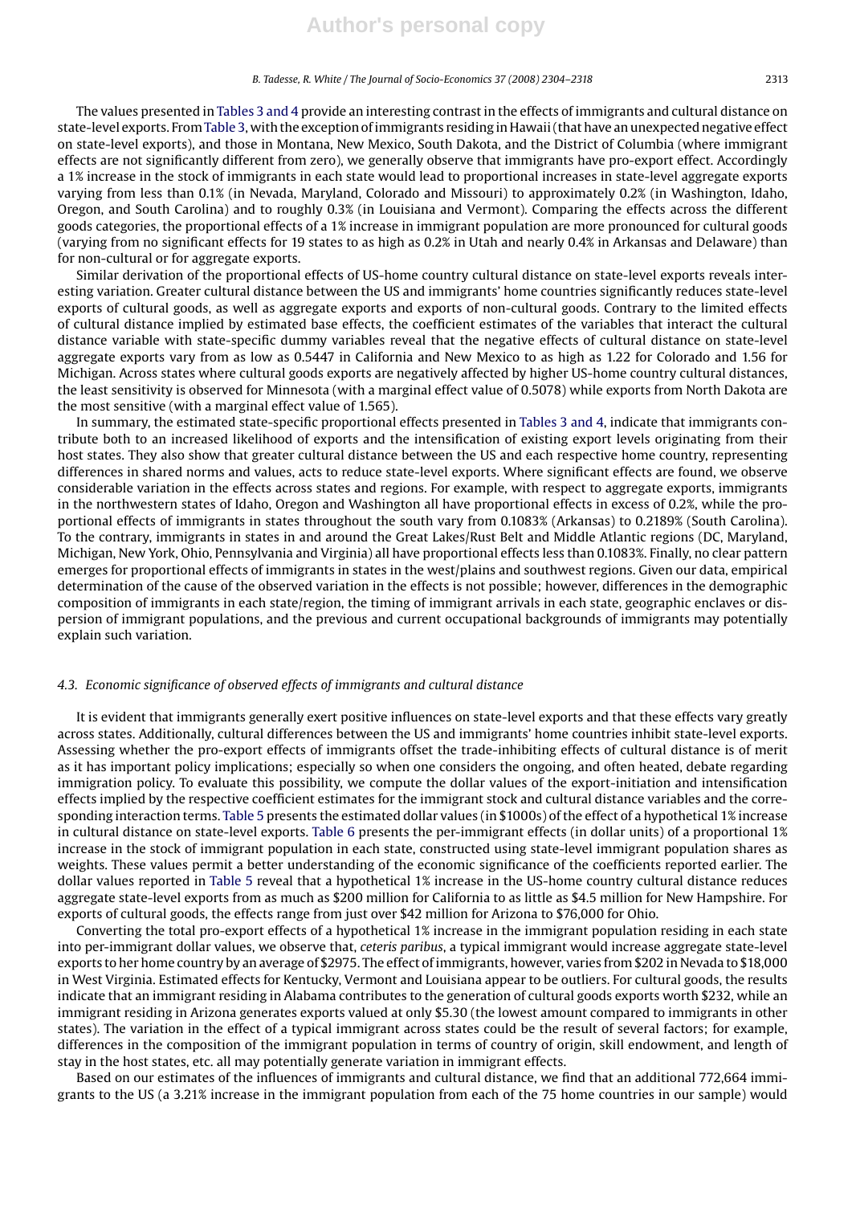The values presented in Tables 3 and 4 provide an interesting contrast in the effects of immigrants and cultural distance on state-level exports. From Table 3, with the exception of immigrants residing in Hawaii (that have an unexpected negative effect on state-level exports), and those in Montana, New Mexico, South Dakota, and the District of Columbia (where immigrant effects are not significantly different from zero), we generally observe that immigrants have pro-export effect. Accordingly a 1% increase in the stock of immigrants in each state would lead to proportional increases in state-level aggregate exports varying from less than 0.1% (in Nevada, Maryland, Colorado and Missouri) to approximately 0.2% (in Washington, Idaho, Oregon, and South Carolina) and to roughly 0.3% (in Louisiana and Vermont). Comparing the effects across the different goods categories, the proportional effects of a 1% increase in immigrant population are more pronounced for cultural goods (varying from no significant effects for 19 states to as high as 0.2% in Utah and nearly 0.4% in Arkansas and Delaware) than for non-cultural or for aggregate exports.

Similar derivation of the proportional effects of US-home country cultural distance on state-level exports reveals interesting variation. Greater cultural distance between the US and immigrants' home countries significantly reduces state-level exports of cultural goods, as well as aggregate exports and exports of non-cultural goods. Contrary to the limited effects of cultural distance implied by estimated base effects, the coefficient estimates of the variables that interact the cultural distance variable with state-specific dummy variables reveal that the negative effects of cultural distance on state-level aggregate exports vary from as low as 0.5447 in California and New Mexico to as high as 1.22 for Colorado and 1.56 for Michigan. Across states where cultural goods exports are negatively affected by higher US-home country cultural distances, the least sensitivity is observed for Minnesota (with a marginal effect value of 0.5078) while exports from North Dakota are the most sensitive (with a marginal effect value of 1.565).

In summary, the estimated state-specific proportional effects presented in Tables 3 and 4, indicate that immigrants contribute both to an increased likelihood of exports and the intensification of existing export levels originating from their host states. They also show that greater cultural distance between the US and each respective home country, representing differences in shared norms and values, acts to reduce state-level exports. Where significant effects are found, we observe considerable variation in the effects across states and regions. For example, with respect to aggregate exports, immigrants in the northwestern states of Idaho, Oregon and Washington all have proportional effects in excess of 0.2%, while the proportional effects of immigrants in states throughout the south vary from 0.1083% (Arkansas) to 0.2189% (South Carolina). To the contrary, immigrants in states in and around the Great Lakes/Rust Belt and Middle Atlantic regions (DC, Maryland, Michigan, New York, Ohio, Pennsylvania and Virginia) all have proportional effects less than 0.1083%. Finally, no clear pattern emerges for proportional effects of immigrants in states in the west/plains and southwest regions. Given our data, empirical determination of the cause of the observed variation in the effects is not possible; however, differences in the demographic composition of immigrants in each state/region, the timing of immigrant arrivals in each state, geographic enclaves or dispersion of immigrant populations, and the previous and current occupational backgrounds of immigrants may potentially explain such variation.

### 4.3. *Economic significance of observed effects of immigrants and cultural distance*

It is evident that immigrants generally exert positive influences on state-level exports and that these effects vary greatly across states. Additionally, cultural differences between the US and immigrants' home countries inhibit state-level exports. Assessing whether the pro-export effects of immigrants offset the trade-inhibiting effects of cultural distance is of merit as it has important policy implications; especially so when one considers the ongoing, and often heated, debate regarding immigration policy. To evaluate this possibility, we compute the dollar values of the export-initiation and intensification effects implied by the respective coefficient estimates for the immigrant stock and cultural distance variables and the corresponding interaction terms. Table 5 presents the estimated dollar values (in $1000s) of the effect of a hypothetical 1% increase in cultural distance on state-level exports. Table 6 presents the per-immigrant effects (in dollar units) of a proportional 1% increase in the stock of immigrant population in each state, constructed using state-level immigrant population shares as weights. These values permit a better understanding of the economic significance of the coefficients reported earlier. The dollar values reported in Table 5 reveal that a hypothetical 1% increase in the US-home country cultural distance reduces aggregate state-level exports by as much as $200 million for California to as little as $4.5 million for New Hampshire. For exports of cultural goods, the effects range from just over $42 million for Arizona to $76,000 for Ohio.

Converting the total pro-export effects of a hypothetical 1% increase in the immigrant population residing in each state into per-immigrant dollar values, we observe that, *ceteris paribus*, a typical immigrant would increase aggregate state-level exports to her home country by an average of $2975. The effect of immigrants, however, varies from $202 in Nevada to $18,000 in West Virginia. Estimated effects for Kentucky, Vermont and Louisiana appear to be outliers. For cultural goods, the results indicate that an immigrant residing in Alabama contributes to the generation of cultural goods exports worth $232, while an immigrant residing in Arizona generates exports valued at only $5.30 (the lowest amount compared to immigrants in other states). The variation in the effect of a typical immigrant across states could be the result of several factors; for example, differences in the composition of the immigrant population in terms of country of origin, skill endowment, and length of stay in the host states, etc. all may potentially generate variation in immigrant effects.

Based on our estimates of the influences of immigrants and cultural distance, we find that an additional 772,664 immigrants to the US (a 3.21% increase in the immigrant population from each of the 75 home countries in our sample) would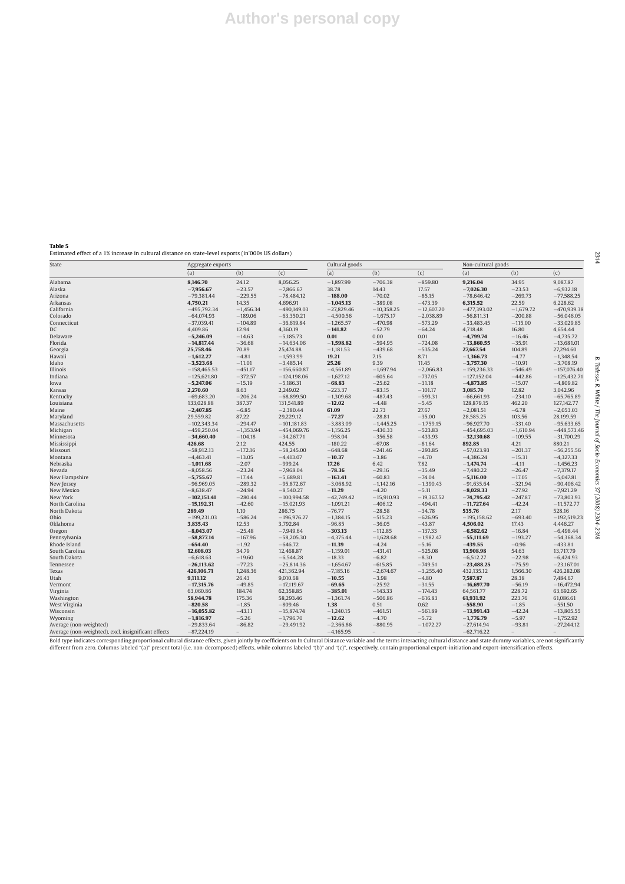**Table 5**
Estimated effect of a 1% increase in cultural distance on state-level exports (in'000s US dollars)

| State | Aggregate exports | | | Cultural goods | | | Non-cultural goods | | |
|---|---|---|---|---|---|---|---|---|---|
| | (a) | (b) | (c) | (a) | (b) | (c) | (a) | (b) | (c) |
| Alabama | **8,146.70** | 24.12 | 8,056.25 | −1,897.99 | −706.38 | −859.80 | **9,216.04** | 34.95 | 9,087.87 |
| Alaska | **−7,956.67** | −23.57 | −7,866.67 | 38.78 | 14.43 | 17.57 | **−7,026.30** | −23.53 | −6,932.18 |
| Arizona | −79,381.44 | −229.55 | −78,484.12 | **−188.00** | −70.02 | −85.15 | −78,646.42 | −269.73 | −77,588.25 |
| Arkansas | **4,750.21** | 14.35 | 4,696.91 | **−1,045.13** | −389.08 | −473.39 | **6,315.52** | 22.59 | 6,228.62 |
| California | −495,792.34 | −1,456.34 | −490,149.03 | −27,829.46 | −10,358.25 | −12,607.20 | −477,393.02 | −1,679.72 | −470,939.38 |
| Colorado | −64,074.93 | −189.06 | −63,350.21 | −4,500.56 | −1,675.17 | −2,038.89 | −56,811.31 | −200.88 | −56,046.05 |
| Connecticut | −37,039.41 | −104.89 | −36,619.84 | −1,265.57 | −470.98 | −573.29 | −33,483.45 | −115.00 | −33,029.85 |
| DC | 4,409.86 | 12.94 | 4,360.19 | **−141.82** | −52.79 | −64.24 | 4,718.48 | 16.80 | 4,654.44 |
| Delaware | **−5,246.09** | −14.63 | −5,185.73 | **0.01** | 0.00 | 0.01 | **−4,799.74** | −16.46 | −4,735.72 |
| Florida | **−14,817.44** | −36.68 | −14,634.06 | **−1,598.82** | −594.95 | −724.08 | **−13,860.55** | −35.91 | −13,681.01 |
| Georgia | **25,758.46** | 70.89 | 25,474.88 | −1,181.53 | −439.68 | −535.24 | **27,667.54** | 104.89 | 27,294.60 |
| Hawaii | **−1,612.27** | −4.81 | −1,593.99 | **19.21** | 7.15 | 8.71 | **−1,366.73** | −4.77 | −1,348.54 |
| Idaho | **−3,523.68** | −11.01 | −3,485.14 | **25.26** | 9.39 | 11.45 | **−3,757.30** | −10.91 | −3,708.19 |
| Illinois | −158,465.53 | −451.17 | −156,660.87 | −4,561.89 | −1,697.94 | −2,066.83 | −159,236.33 | −546.49 | −157,076.40 |
| Indiana | −125,621.80 | −372.57 | −124,198.06 | −1,627.12 | −605.64 | −737.05 | −127,152.04 | −442.86 | −125,432.71 |
| Iowa | **−5,247.06** | −15.19 | −5,186.31 | **−68.83** | −25.62 | −31.18 | **−4,873.85** | −15.07 | −4,809.82 |
| Kansas | **2,270.60** | 8.63 | 2,249.02 | −223.37 | −83.15 | −101.17 | **3,085.70** | 12.82 | 3,042.96 |
| Kentucky | −69,683.20 | −206.24 | −68,899.50 | −1,309.68 | −487.43 | −593.31 | −66,661.93 | −234.10 | −65,765.89 |
| Louisiana | 133,028.88 | 387.37 | 131,541.89 | **−12.02** | −4.48 | −5.45 | 128,879.15 | 462.20 | 127,142.77 |
| Maine | **−2,407.85** | −6.85 | −2,380.44 | **61.09** | 22.73 | 27.67 | −2,081.51 | −6.78 | −2,053.03 |
| Maryland | 29,559.82 | 87.22 | 29,229.12 | **−77.27** | −28.81 | −35.00 | 28,585.25 | 103.56 | 28,199.59 |
| Massachusetts | −102,343.34 | −294.47 | −101,181.83 | −3,883.09 | −1,445.25 | −1,759.15 | −96,927.70 | −331.40 | −95,633.65 |
| Michigan | −459,250.04 | −1,353.94 | −454,069.76 | −1,156.25 | −430.33 | −523.83 | −454,695.03 | −1,610.94 | −448,573.46 |
| Minnesota | **−34,660.40** | −104.18 | −34,267.71 | −958.04 | −356.58 | −433.93 | **−32,130.68** | −109.55 | −31,700.29 |
| Mississippi | **426.68** | 2.12 | 424.55 | −180.22 | −67.08 | −81.64 | **892.85** | 4.21 | 880.21 |
| Missouri | −58,912.13 | −172.16 | −58,245.00 | −648.68 | −241.46 | −293.85 | −57,023.93 | −201.37 | −56,255.56 |
| Montana | −4,463.41 | −13.05 | −4,413.07 | **−10.37** | −3.86 | −4.70 | −4,386.24 | −15.31 | −4,327.33 |
| Nebraska | **−1,011.68** | −2.07 | −999.24 | **17.26** | 6.42 | 7.82 | **−1,474.74** | −4.11 | −1,456.23 |
| Nevada | −8,058.56 | −23.24 | −7,968.04 | **−78.36** | −29.16 | −35.49 | −7,480.22 | −26.47 | −7,379.17 |
| New Hampshire | **−5,755.67** | −17.44 | −5,689.81 | **−163.41** | −60.83 | −74.04 | **−5,116.00** | −17.05 | −5,047.81 |
| New Jersey | −96,969.05 | −289.32 | −95,872.67 | −3,068.92 | −1,142.16 | −1,390.43 | −91,635.64 | −321.94 | −90,406.42 |
| New Mexico | −8,638.47 | −24.94 | −8,540.27 | **−11.29** | −4.20 | −5.11 | **−8,028.33** | −27.92 | −7,921.29 |
| New York | **−102,151.41** | −280.44 | −100,994.58 | −42,749.42 | −15,910.93 | −19,367.52 | **−74,795.42** | −247.87 | −73,803.93 |
| North Carolina | **−15,192.31** | −42.60 | −15,021.93 | −1,091.21 | −406.12 | −494.41 | **−11,727.64** | −42.24 | −11,572.77 |
| North Dakota | **289.49** | 1.10 | 286.75 | −76.77 | −28.58 | −34.78 | **535.76** | 2.17 | 528.16 |
| Ohio | −199,231.03 | −586.24 | −196,976.27 | −1,384.15 | −515.23 | −626.95 | −195,158.62 | −693.40 | −192,519.23 |
| Oklahoma | **3,835.43** | 12.53 | 3,792.84 | −96.85 | −36.05 | −43.87 | **4,506.02** | 17.43 | 4,446.27 |
| Oregon | **−8,043.07** | −25.48 | −7,949.64 | **−303.13** | −112.85 | −137.33 | **−6,582.62** | −16.84 | −6,498.44 |
| Pennsylvania | **−58,877.14** | −167.96 | −58,205.30 | −4,375.44 | −1,628.68 | −1,982.47 | **−55,111.69** | −193.27 | −54,368.34 |
| Rhode Island | **−654.40** | −1.92 | −646.72 | **−11.39** | −4.24 | −5.16 | **−439.55** | −0.96 | −433.81 |
| South Carolina | **12,608.03** | 34.79 | 12,468.87 | −1,159.01 | −431.41 | −525.08 | **13,908.98** | 54.63 | 13,717.79 |
| South Dakota | −6,618.63 | −19.60 | −6,544.28 | −18.33 | −6.82 | −8.30 | −6,512.27 | −22.98 | −6,424.93 |
| Tennessee | **−26,113.62** | −77.23 | −25,814.36 | −1,654.67 | −615.85 | −749.51 | **−23,488.25** | −75.59 | −23,167.01 |
| Texas | **426,106.71** | 1,248.36 | 421,362.94 | −7,185.16 | −2,674.67 | −3,255.40 | 432,135.12 | 1,566.30 | 426,282.08 |
| Utah | **9,111.12** | 26.43 | 9,010.68 | **−10.55** | −3.98 | −4.80 | **7,587.87** | 28.38 | 7,484.67 |
| Vermont | **−17,315.76** | −49.85 | −17,119.67 | **−69.65** | −25.92 | −31.55 | **−16,697.70** | −56.19 | −16,472.94 |
| Virginia | 63,060.86 | 184.74 | 62,358.85 | **−385.01** | −143.33 | −174.43 | 64,561.77 | 228.72 | 63,692.65 |
| Washington | **58,944.78** | 175.36 | 58,293.46 | −1,361.74 | −506.86 | −616.83 | **61,931.92** | 223.76 | 61,086.61 |
| West Virginia | **−820.58** | −1.85 | −809.46 | **1.38** | 0.51 | 0.62 | **−558.90** | −1.85 | −551.50 |
| Wisconsin | **−16,055.82** | −43.11 | −15,874.74 | −1,240.15 | −461.51 | −561.89 | **−13,991.43** | −42.24 | −13,805.55 |
| Wyoming | **−1,816.97** | −5.26 | −1,796.70 | **−12.62** | −4.70 | −5.72 | **−1,776.79** | −5.97 | −1,752.92 |
| Average (non-weighted) | −29,833.64 | −86.82 | −29,491.92 | −2,366.86 | −880.95 | −1,072.27 | −27,614.94 | −93.81 | −27,244.12 |
| Average (non-weighted), excl. insignificant effects | −87,224.19 | – | – | −4,165.95 | – | – | −62,716.22 | – | – |

Bold type indicates corresponding proportional cultural distance effects, given jointly by coefficients on ln Cultural Distance variable and the terms interacting cultural distance and state dummy variables, are not significantly different from zero. Columns labeled "(a)" present total (i.e. non-decomposed) effects, while columns labeled "(b)" and "(c)", respectively, contain proportional export-initiation and export-intensification effects.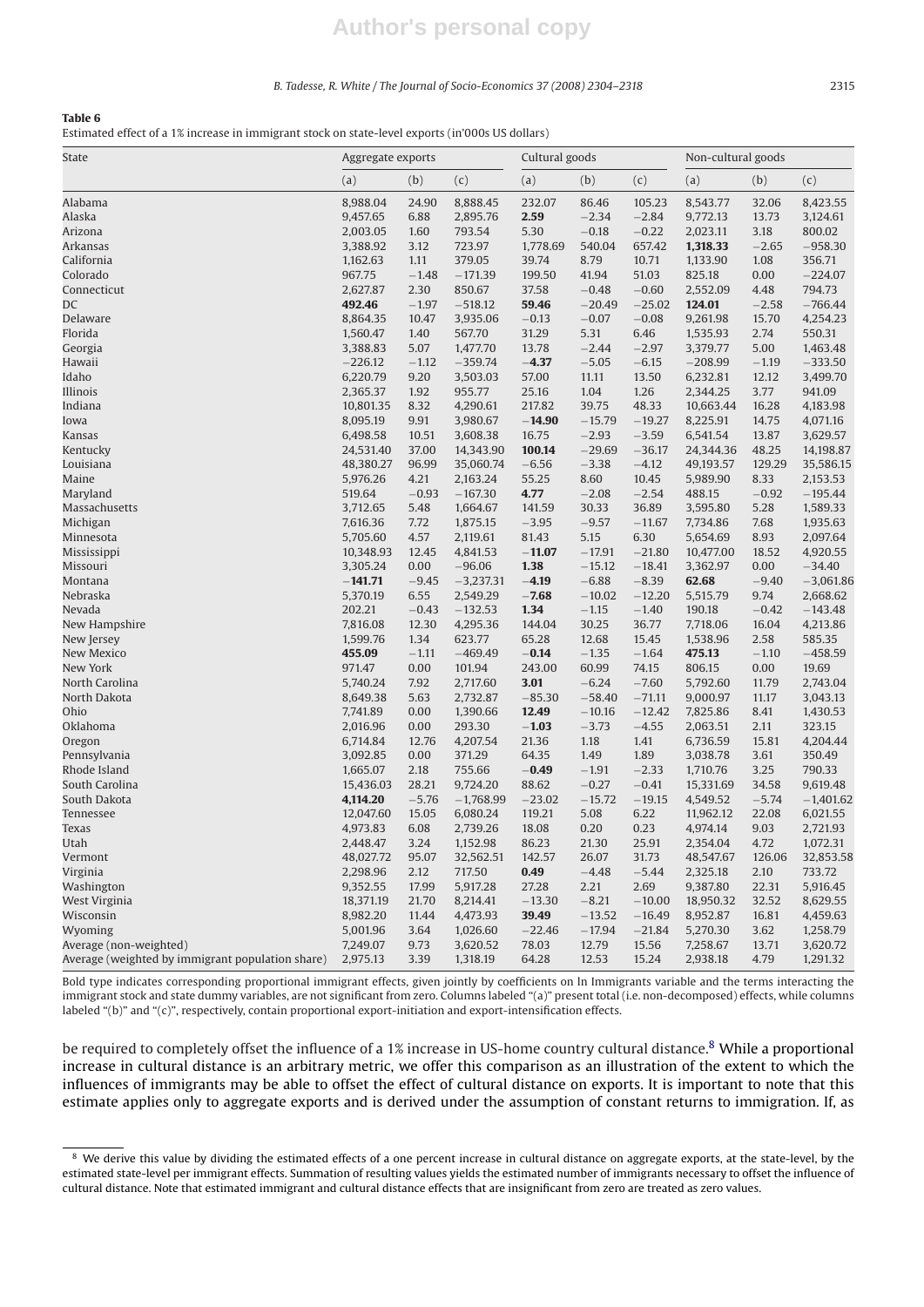**Table 6**

Estimated effect of a 1% increase in immigrant stock on state-level exports (in'000s US dollars)

| State | Aggregate exports | | | Cultural goods | | | Non-cultural goods | | |
|---|---|---|---|---|---|---|---|---|---|
| | (a) | (b) | (c) | (a) | (b) | (c) | (a) | (b) | (c) |
| Alabama | 8,988.04 | 24.90 | 8,888.45 | 232.07 | 86.46 | 105.23 | 8,543.77 | 32.06 | 8,423.55 |
| Alaska | 9,457.65 | 6.88 | 2,895.76 | **2.59** | −2.34 | −2.84 | 9,772.13 | 13.73 | 3,124.61 |
| Arizona | 2,003.05 | 1.60 | 793.54 | 5.30 | −0.18 | −0.22 | 2,023.11 | 3.18 | 800.02 |
| Arkansas | 3,388.92 | 3.12 | 723.97 | 1,778.69 | 540.04 | 657.42 | **1,318.33** | −2.65 | −958.30 |
| California | 1,162.63 | 1.11 | 379.05 | 39.74 | 8.79 | 10.71 | 1,133.90 | 1.08 | 356.71 |
| Colorado | 967.75 | −1.48 | −171.39 | 199.50 | 41.94 | 51.03 | 825.18 | 0.00 | −224.07 |
| Connecticut | 2,627.87 | 2.30 | 850.67 | 37.58 | −0.48 | −0.60 | 2,552.09 | 4.48 | 794.73 |
| DC | **492.46** | −1.97 | −518.12 | **59.46** | −20.49 | −25.02 | **124.01** | −2.58 | −766.44 |
| Delaware | 8,864.35 | 10.47 | 3,935.06 | −0.13 | −0.07 | −0.08 | 9,261.98 | 15.70 | 4,254.23 |
| Florida | 1,560.47 | 1.40 | 567.70 | 31.29 | 5.31 | 6.46 | 1,535.93 | 2.74 | 550.31 |
| Georgia | 3,388.83 | 5.07 | 1,477.70 | 13.78 | −2.44 | −2.97 | 3,379.77 | 5.00 | 1,463.48 |
| Hawaii | −226.12 | −1.12 | −359.74 | **−4.37** | −5.05 | −6.15 | −208.99 | −1.19 | −333.50 |
| Idaho | 6,220.79 | 9.20 | 3,503.03 | 57.00 | 11.11 | 13.50 | 6,232.81 | 12.12 | 3,499.70 |
| Illinois | 2,365.37 | 1.92 | 955.77 | 25.16 | 1.04 | 1.26 | 2,344.25 | 3.77 | 941.09 |
| Indiana | 10,801.35 | 8.32 | 4,290.61 | 217.82 | 39.75 | 48.33 | 10,663.44 | 16.28 | 4,183.98 |
| Iowa | 8,095.19 | 9.91 | 3,980.67 | **−14.90** | −15.79 | −19.27 | 8,225.91 | 14.75 | 4,071.16 |
| Kansas | 6,498.58 | 10.51 | 3,608.38 | 16.75 | −2.93 | −3.59 | 6,541.54 | 13.87 | 3,629.57 |
| Kentucky | 24,531.40 | 37.00 | 14,343.90 | **100.14** | −29.69 | −36.17 | 24,344.36 | 48.25 | 14,198.87 |
| Louisiana | 48,380.27 | 96.99 | 35,060.74 | −6.56 | −3.38 | −4.12 | 49,193.57 | 129.29 | 35,586.15 |
| Maine | 5,976.26 | 4.21 | 2,163.24 | 55.25 | 8.60 | 10.45 | 5,989.90 | 8.33 | 2,153.53 |
| Maryland | 519.64 | −0.93 | −167.30 | **4.77** | −2.08 | −2.54 | 488.15 | −0.92 | −195.44 |
| Massachusetts | 3,712.65 | 5.48 | 1,664.67 | 141.59 | 30.33 | 36.89 | 3,595.80 | 5.28 | 1,589.33 |
| Michigan | 7,616.36 | 7.72 | 1,875.15 | −3.95 | −9.57 | −11.67 | 7,734.86 | 7.68 | 1,935.63 |
| Minnesota | 5,705.60 | 4.57 | 2,119.61 | 81.43 | 5.15 | 6.30 | 5,654.69 | 8.93 | 2,097.64 |
| Mississippi | 10,348.93 | 12.45 | 4,841.53 | **−11.07** | −17.91 | −21.80 | 10,477.00 | 18.52 | 4,920.55 |
| Missouri | 3,305.24 | 0.00 | −96.06 | **1.38** | −15.12 | −18.41 | 3,362.97 | 0.00 | −34.40 |
| Montana | **−141.71** | −9.45 | −3,237.31 | **−4.19** | −6.88 | −8.39 | **62.68** | −9.40 | −3,061.86 |
| Nebraska | 5,370.19 | 6.55 | 2,549.29 | **−7.68** | −10.02 | −12.20 | 5,515.79 | 9.74 | 2,668.62 |
| Nevada | 202.21 | −0.43 | −132.53 | **1.34** | −1.15 | −1.40 | 190.18 | −0.42 | −143.48 |
| New Hampshire | 7,816.08 | 12.30 | 4,295.36 | 144.04 | 30.25 | 36.77 | 7,718.06 | 16.04 | 4,213.86 |
| New Jersey | 1,599.76 | 1.34 | 623.77 | 65.28 | 12.68 | 15.45 | 1,538.96 | 2.58 | 585.35 |
| New Mexico | **455.09** | −1.11 | −469.49 | **−0.14** | −1.35 | −1.64 | **475.13** | −1.10 | −458.59 |
| New York | 971.47 | 0.00 | 101.94 | 243.00 | 60.99 | 74.15 | 806.15 | 0.00 | 19.69 |
| North Carolina | 5,740.24 | 7.92 | 2,717.60 | **3.01** | −6.24 | −7.60 | 5,792.60 | 11.79 | 2,743.04 |
| North Dakota | 8,649.38 | 5.63 | 2,732.87 | −85.30 | −58.40 | −71.11 | 9,000.97 | 11.17 | 3,043.13 |
| Ohio | 7,741.89 | 0.00 | 1,390.66 | **12.49** | −10.16 | −12.42 | 7,825.86 | 8.41 | 1,430.53 |
| Oklahoma | 2,016.96 | 0.00 | 293.30 | **−1.03** | −3.73 | −4.55 | 2,063.51 | 2.11 | 323.15 |
| Oregon | 6,714.84 | 12.76 | 4,207.54 | 21.36 | 1.18 | 1.41 | 6,736.59 | 15.81 | 4,204.44 |
| Pennsylvania | 3,092.85 | 0.00 | 371.29 | 64.35 | 1.49 | 1.89 | 3,038.78 | 3.61 | 350.49 |
| Rhode Island | 1,665.07 | 2.18 | 755.66 | **−0.49** | −1.91 | −2.33 | 1,710.76 | 3.25 | 790.33 |
| South Carolina | 15,436.03 | 28.21 | 9,724.20 | 88.62 | −0.27 | −0.41 | 15,331.69 | 34.58 | 9,619.48 |
| South Dakota | **4,114.20** | −5.76 | −1,768.99 | −23.02 | −15.72 | −19.15 | 4,549.52 | −5.74 | −1,401.62 |
| Tennessee | 12,047.60 | 15.05 | 6,080.24 | 119.21 | 5.08 | 6.22 | 11,962.12 | 22.08 | 6,021.55 |
| Texas | 4,973.83 | 6.08 | 2,739.26 | 18.08 | 0.20 | 0.23 | 4,974.14 | 9.03 | 2,721.93 |
| Utah | 2,448.47 | 3.24 | 1,152.98 | 86.23 | 21.30 | 25.91 | 2,354.04 | 4.72 | 1,072.31 |
| Vermont | 48,027.72 | 95.07 | 32,562.51 | 142.57 | 26.07 | 31.73 | 48,547.67 | 126.06 | 32,853.58 |
| Virginia | 2,298.96 | 2.12 | 717.50 | **0.49** | −4.48 | −5.44 | 2,325.18 | 2.10 | 733.72 |
| Washington | 9,352.55 | 17.99 | 5,917.28 | 27.28 | 2.21 | 2.69 | 9,387.80 | 22.31 | 5,916.45 |
| West Virginia | 18,371.19 | 21.70 | 8,214.41 | −13.30 | −8.21 | −10.00 | 18,950.32 | 32.52 | 8,629.55 |
| Wisconsin | 8,982.20 | 11.44 | 4,473.93 | **39.49** | −13.52 | −16.49 | 8,952.87 | 16.81 | 4,459.63 |
| Wyoming | 5,001.96 | 3.64 | 1,026.60 | −22.46 | −17.94 | −21.84 | 5,270.30 | 3.62 | 1,258.79 |
| Average (non-weighted) | 7,249.07 | 9.73 | 3,620.52 | 78.03 | 12.79 | 15.56 | 7,258.67 | 13.71 | 3,620.72 |
| Average (weighted by immigrant population share) | 2,975.13 | 3.39 | 1,318.19 | 64.28 | 12.53 | 15.24 | 2,938.18 | 4.79 | 1,291.32 |

Bold type indicates corresponding proportional immigrant effects, given jointly by coefficients on ln Immigrants variable and the terms interacting the immigrant stock and state dummy variables, are not significant from zero. Columns labeled "(a)" present total (i.e. non-decomposed) effects, while columns labeled "(b)" and "(c)", respectively, contain proportional export-initiation and export-intensification effects.

be required to completely offset the influence of a 1% increase in US-home country cultural distance.[8] While a proportional increase in cultural distance is an arbitrary metric, we offer this comparison as an illustration of the extent to which the influences of immigrants may be able to offset the effect of cultural distance on exports. It is important to note that this estimate applies only to aggregate exports and is derived under the assumption of constant returns to immigration. If, as

[8] We derive this value by dividing the estimated effects of a one percent increase in cultural distance on aggregate exports, at the state-level, by the estimated state-level per immigrant effects. Summation of resulting values yields the estimated number of immigrants necessary to offset the influence of cultural distance. Note that estimated immigrant and cultural distance effects that are insignificant from zero are treated as zero values.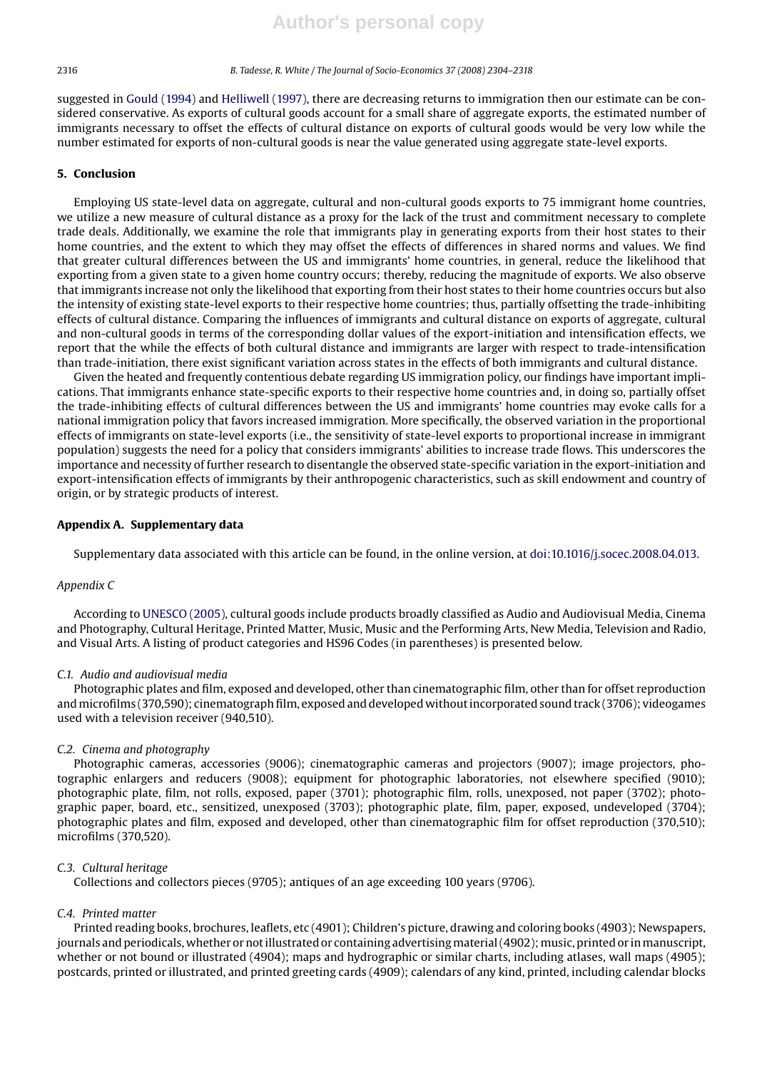suggested in Gould (1994) and Helliwell (1997), there are decreasing returns to immigration then our estimate can be considered conservative. As exports of cultural goods account for a small share of aggregate exports, the estimated number of immigrants necessary to offset the effects of cultural distance on exports of cultural goods would be very low while the number estimated for exports of non-cultural goods is near the value generated using aggregate state-level exports.

## 5. Conclusion

Employing US state-level data on aggregate, cultural and non-cultural goods exports to 75 immigrant home countries, we utilize a new measure of cultural distance as a proxy for the lack of the trust and commitment necessary to complete trade deals. Additionally, we examine the role that immigrants play in generating exports from their host states to their home countries, and the extent to which they may offset the effects of differences in shared norms and values. We find that greater cultural differences between the US and immigrants' home countries, in general, reduce the likelihood that exporting from a given state to a given home country occurs; thereby, reducing the magnitude of exports. We also observe that immigrants increase not only the likelihood that exporting from their host states to their home countries occurs but also the intensity of existing state-level exports to their respective home countries; thus, partially offsetting the trade-inhibiting effects of cultural distance. Comparing the influences of immigrants and cultural distance on exports of aggregate, cultural and non-cultural goods in terms of the corresponding dollar values of the export-initiation and intensification effects, we report that the while the effects of both cultural distance and immigrants are larger with respect to trade-intensification than trade-initiation, there exist significant variation across states in the effects of both immigrants and cultural distance.

Given the heated and frequently contentious debate regarding US immigration policy, our findings have important implications. That immigrants enhance state-specific exports to their respective home countries and, in doing so, partially offset the trade-inhibiting effects of cultural differences between the US and immigrants' home countries may evoke calls for a national immigration policy that favors increased immigration. More specifically, the observed variation in the proportional effects of immigrants on state-level exports (i.e., the sensitivity of state-level exports to proportional increase in immigrant population) suggests the need for a policy that considers immigrants' abilities to increase trade flows. This underscores the importance and necessity of further research to disentangle the observed state-specific variation in the export-initiation and export-intensification effects of immigrants by their anthropogenic characteristics, such as skill endowment and country of origin, or by strategic products of interest.

## Appendix A. Supplementary data

Supplementary data associated with this article can be found, in the online version, at doi:10.1016/j.socec.2008.04.013.

*Appendix C*

According to UNESCO (2005), cultural goods include products broadly classified as Audio and Audiovisual Media, Cinema and Photography, Cultural Heritage, Printed Matter, Music, Music and the Performing Arts, New Media, Television and Radio, and Visual Arts. A listing of product categories and HS96 Codes (in parentheses) is presented below.

*C.1. Audio and audiovisual media*

Photographic plates and film, exposed and developed, other than cinematographic film, other than for offset reproduction and microfilms (370,590); cinematograph film, exposed and developed without incorporated sound track (3706); videogames used with a television receiver (940,510).

*C.2. Cinema and photography*

Photographic cameras, accessories (9006); cinematographic cameras and projectors (9007); image projectors, photographic enlargers and reducers (9008); equipment for photographic laboratories, not elsewhere specified (9010); photographic plate, film, not rolls, exposed, paper (3701); photographic film, rolls, unexposed, not paper (3702); photographic paper, board, etc., sensitized, unexposed (3703); photographic plate, film, paper, exposed, undeveloped (3704); photographic plates and film, exposed and developed, other than cinematographic film for offset reproduction (370,510); microfilms (370,520).

*C.3. Cultural heritage*

Collections and collectors pieces (9705); antiques of an age exceeding 100 years (9706).

*C.4. Printed matter*

Printed reading books, brochures, leaflets, etc (4901); Children's picture, drawing and coloring books (4903); Newspapers, journals and periodicals, whether or not illustrated or containing advertising material (4902); music, printed or in manuscript, whether or not bound or illustrated (4904); maps and hydrographic or similar charts, including atlases, wall maps (4905); postcards, printed or illustrated, and printed greeting cards (4909); calendars of any kind, printed, including calendar blocks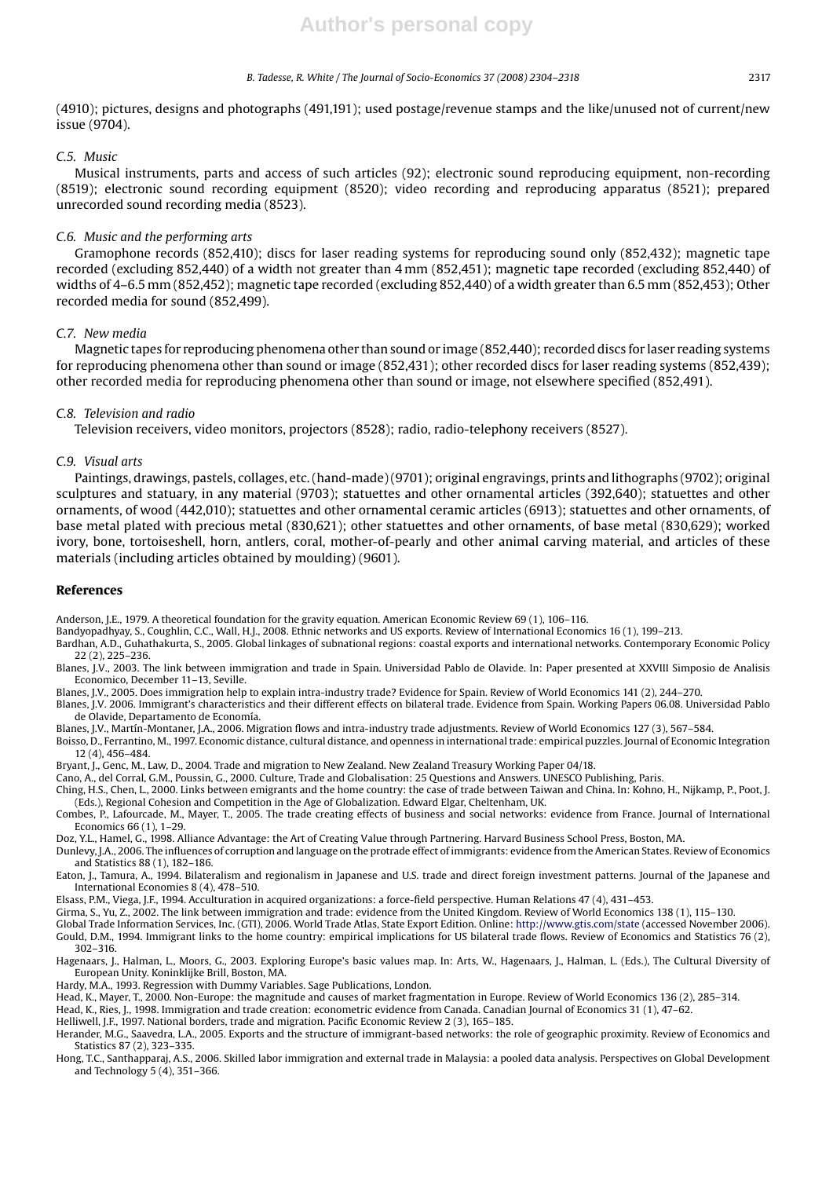(4910); pictures, designs and photographs (491,191); used postage/revenue stamps and the like/unused not of current/new issue (9704).

### *C.5. Music*

Musical instruments, parts and access of such articles (92); electronic sound reproducing equipment, non-recording (8519); electronic sound recording equipment (8520); video recording and reproducing apparatus (8521); prepared unrecorded sound recording media (8523).

### *C.6. Music and the performing arts*

Gramophone records (852,410); discs for laser reading systems for reproducing sound only (852,432); magnetic tape recorded (excluding 852,440) of a width not greater than 4 mm (852,451); magnetic tape recorded (excluding 852,440) of widths of 4–6.5 mm (852,452); magnetic tape recorded (excluding 852,440) of a width greater than 6.5 mm (852,453); Other recorded media for sound (852,499).

### *C.7. New media*

Magnetic tapes for reproducing phenomena other than sound or image (852,440); recorded discs for laser reading systems for reproducing phenomena other than sound or image (852,431); other recorded discs for laser reading systems (852,439); other recorded media for reproducing phenomena other than sound or image, not elsewhere specified (852,491).

### *C.8. Television and radio*

Television receivers, video monitors, projectors (8528); radio, radio-telephony receivers (8527).

### *C.9. Visual arts*

Paintings, drawings, pastels, collages, etc. (hand-made) (9701); original engravings, prints and lithographs (9702); original sculptures and statuary, in any material (9703); statuettes and other ornamental articles (392,640); statuettes and other ornaments, of wood (442,010); statuettes and other ornamental ceramic articles (6913); statuettes and other ornaments, of base metal plated with precious metal (830,621); other statuettes and other ornaments, of base metal (830,629); worked ivory, bone, tortoiseshell, horn, antlers, coral, mother-of-pearly and other animal carving material, and articles of these materials (including articles obtained by moulding) (9601).

## References

Anderson, J.E., 1979. A theoretical foundation for the gravity equation. American Economic Review 69 (1), 106–116.

Bandyopadhyay, S., Coughlin, C.C., Wall, H.J., 2008. Ethnic networks and US exports. Review of International Economics 16 (1), 199–213.

Bardhan, A.D., Guhathakurta, S., 2005. Global linkages of subnational regions: coastal exports and international networks. Contemporary Economic Policy 22 (2), 225–236.

Blanes, J.V., 2003. The link between immigration and trade in Spain. Universidad Pablo de Olavide. In: Paper presented at XXVIII Simposio de Analisis Economico, December 11–13, Seville.

Blanes, J.V., 2005. Does immigration help to explain intra-industry trade? Evidence for Spain. Review of World Economics 141 (2), 244–270.

Blanes, J.V. 2006. Immigrant's characteristics and their different effects on bilateral trade. Evidence from Spain. Working Papers 06.08. Universidad Pablo de Olavide, Departamento de Economía.

Blanes, J.V., Martín-Montaner, J.A., 2006. Migration flows and intra-industry trade adjustments. Review of World Economics 127 (3), 567–584.

Boisso, D., Ferrantino, M., 1997. Economic distance, cultural distance, and openness in international trade: empirical puzzles. Journal of Economic Integration 12 (4), 456–484.

Bryant, J., Genc, M., Law, D., 2004. Trade and migration to New Zealand. New Zealand Treasury Working Paper 04/18.

Cano, A., del Corral, G.M., Poussin, G., 2000. Culture, Trade and Globalisation: 25 Questions and Answers. UNESCO Publishing, Paris.

Ching, H.S., Chen, L., 2000. Links between emigrants and the home country: the case of trade between Taiwan and China. In: Kohno, H., Nijkamp, P., Poot, J. (Eds.), Regional Cohesion and Competition in the Age of Globalization. Edward Elgar, Cheltenham, UK.

Combes, P., Lafourcade, M., Mayer, T., 2005. The trade creating effects of business and social networks: evidence from France. Journal of International Economics 66 (1), 1–29.

Doz, Y.L., Hamel, G., 1998. Alliance Advantage: the Art of Creating Value through Partnering. Harvard Business School Press, Boston, MA.

Dunlevy, J.A., 2006. The influences of corruption and language on the protrade effect of immigrants: evidence from the American States. Review of Economics and Statistics 88 (1), 182–186.

Eaton, J., Tamura, A., 1994. Bilateralism and regionalism in Japanese and U.S. trade and direct foreign investment patterns. Journal of the Japanese and International Economies 8 (4), 478–510.

Elsass, P.M., Viega, J.F., 1994. Acculturation in acquired organizations: a force-field perspective. Human Relations 47 (4), 431–453.

Girma, S., Yu, Z., 2002. The link between immigration and trade: evidence from the United Kingdom. Review of World Economics 138 (1), 115–130.

Global Trade Information Services, Inc. (GTI), 2006. World Trade Atlas, State Export Edition. Online: http://www.gtis.com/state (accessed November 2006).

Gould, D.M., 1994. Immigrant links to the home country: empirical implications for US bilateral trade flows. Review of Economics and Statistics 76 (2), 302–316.

Hagenaars, J., Halman, L., Moors, G., 2003. Exploring Europe's basic values map. In: Arts, W., Hagenaars, J., Halman, L. (Eds.), The Cultural Diversity of European Unity. Koninklijke Brill, Boston, MA.

Hardy, M.A., 1993. Regression with Dummy Variables. Sage Publications, London.

Head, K., Mayer, T., 2000. Non-Europe: the magnitude and causes of market fragmentation in Europe. Review of World Economics 136 (2), 285–314.

Head, K., Ries, J., 1998. Immigration and trade creation: econometric evidence from Canada. Canadian Journal of Economics 31 (1), 47–62.

Helliwell, J.F., 1997. National borders, trade and migration. Pacific Economic Review 2 (3), 165–185.

Herander, M.G., Saavedra, L.A., 2005. Exports and the structure of immigrant-based networks: the role of geographic proximity. Review of Economics and Statistics 87 (2), 323–335.

Hong, T.C., Santhapparaj, A.S., 2006. Skilled labor immigration and external trade in Malaysia: a pooled data analysis. Perspectives on Global Development and Technology 5 (4), 351–366.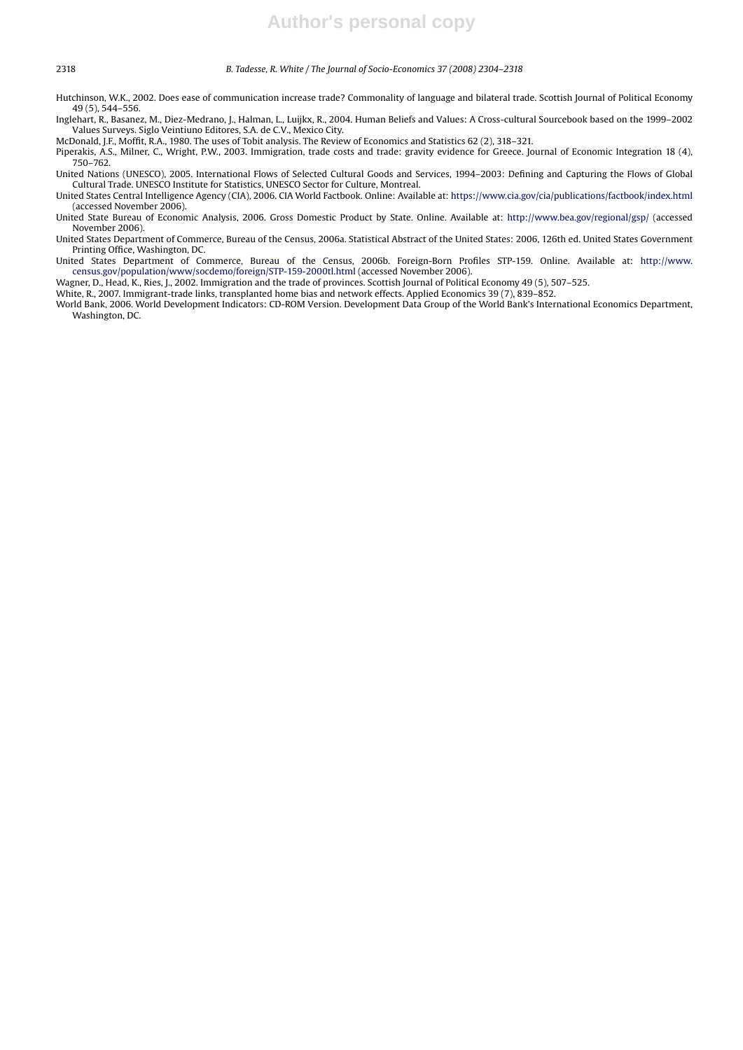Hutchinson, W.K., 2002. Does ease of communication increase trade? Commonality of language and bilateral trade. Scottish Journal of Political Economy 49 (5), 544–556.

Inglehart, R., Basanez, M., Diez-Medrano, J., Halman, L., Luijkx, R., 2004. Human Beliefs and Values: A Cross-cultural Sourcebook based on the 1999–2002 Values Surveys. Siglo Veintiuno Editores, S.A. de C.V., Mexico City.

McDonald, J.F., Moffit, R.A., 1980. The uses of Tobit analysis. The Review of Economics and Statistics 62 (2), 318–321.

Piperakis, A.S., Milner, C., Wright, P.W., 2003. Immigration, trade costs and trade: gravity evidence for Greece. Journal of Economic Integration 18 (4), 750–762.

United Nations (UNESCO), 2005. International Flows of Selected Cultural Goods and Services, 1994–2003: Defining and Capturing the Flows of Global Cultural Trade. UNESCO Institute for Statistics, UNESCO Sector for Culture, Montreal.

United States Central Intelligence Agency (CIA), 2006. CIA World Factbook. Online: Available at: https://www.cia.gov/cia/publications/factbook/index.html (accessed November 2006).

United State Bureau of Economic Analysis, 2006. Gross Domestic Product by State. Online. Available at: http://www.bea.gov/regional/gsp/ (accessed November 2006).

United States Department of Commerce, Bureau of the Census, 2006a. Statistical Abstract of the United States: 2006, 126th ed. United States Government Printing Office, Washington, DC.

United States Department of Commerce, Bureau of the Census, 2006b. Foreign-Born Profiles STP-159. Online. Available at: http://www.census.gov/population/www/socdemo/foreign/STP-159-2000tl.html (accessed November 2006).

Wagner, D., Head, K., Ries, J., 2002. Immigration and the trade of provinces. Scottish Journal of Political Economy 49 (5), 507–525.

White, R., 2007. Immigrant-trade links, transplanted home bias and network effects. Applied Economics 39 (7), 839–852.

World Bank, 2006. World Development Indicators: CD-ROM Version. Development Data Group of the World Bank's International Economics Department, Washington, DC.